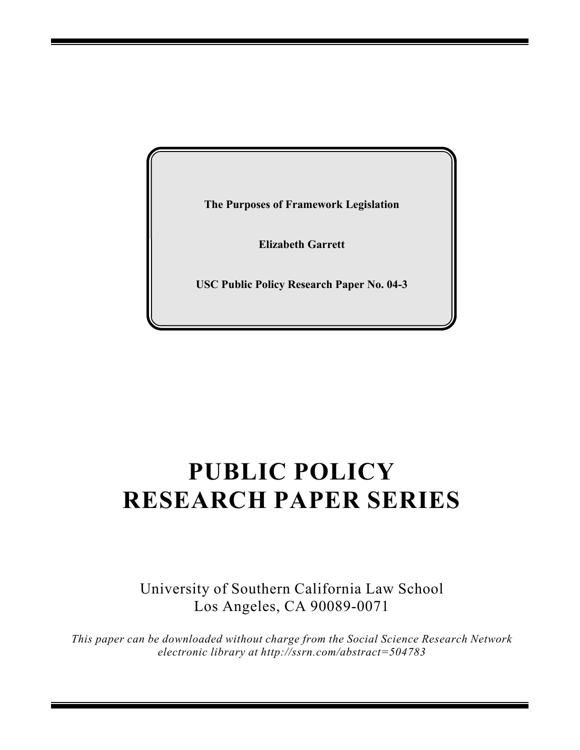**The Purposes of Framework Legislation**

**Elizabeth Garrett**

**USC Public Policy Research Paper No. 04-3**

# PUBLIC POLICY RESEARCH PAPER SERIES

University of Southern California Law School
Los Angeles, CA 90089-0071

*This paper can be downloaded without charge from the Social Science Research Network electronic library at http://ssrn.com/abstract=504783*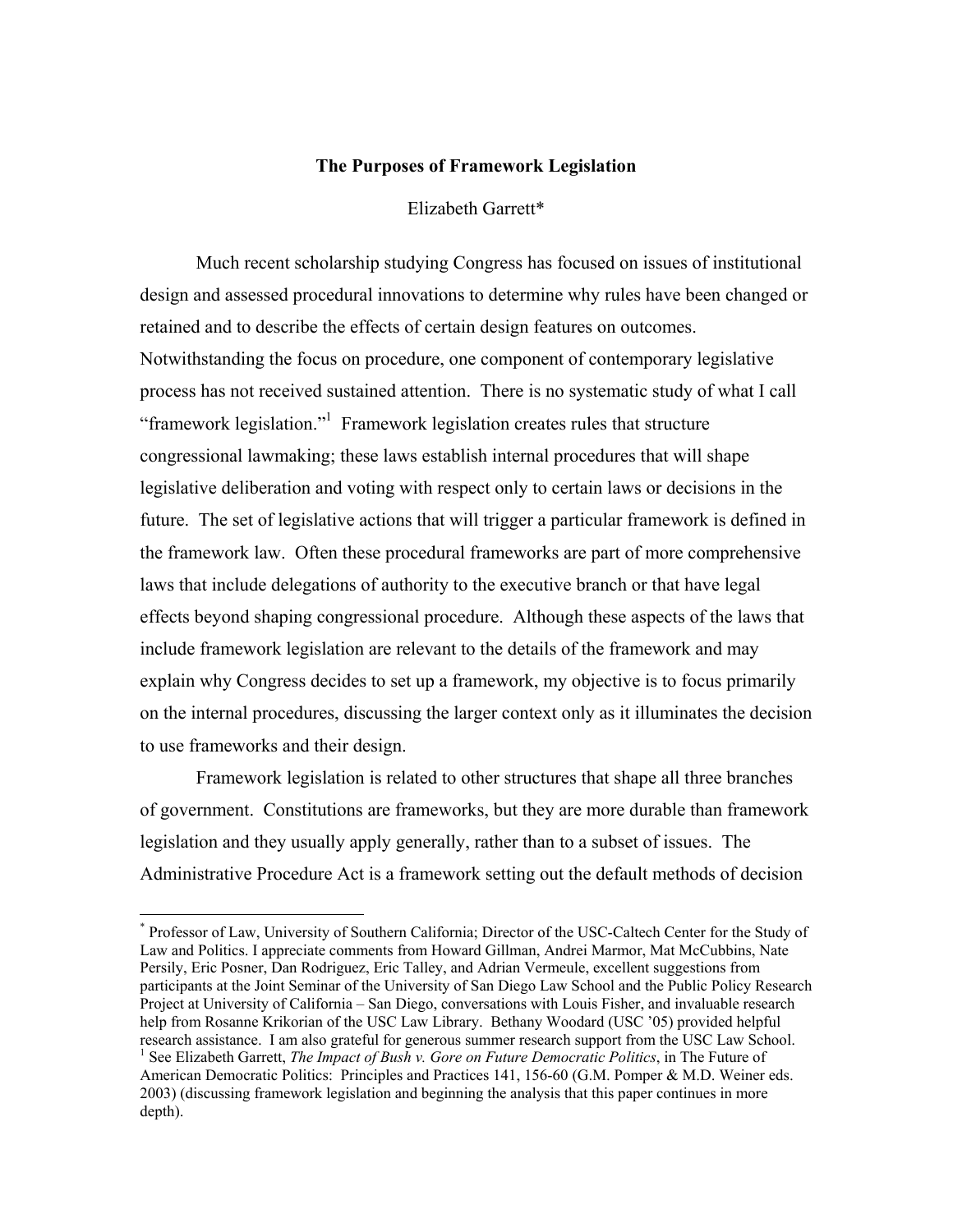**The Purposes of Framework Legislation**

Elizabeth Garrett*

Much recent scholarship studying Congress has focused on issues of institutional design and assessed procedural innovations to determine why rules have been changed or retained and to describe the effects of certain design features on outcomes. Notwithstanding the focus on procedure, one component of contemporary legislative process has not received sustained attention. There is no systematic study of what I call "framework legislation."[1] Framework legislation creates rules that structure congressional lawmaking; these laws establish internal procedures that will shape legislative deliberation and voting with respect only to certain laws or decisions in the future. The set of legislative actions that will trigger a particular framework is defined in the framework law. Often these procedural frameworks are part of more comprehensive laws that include delegations of authority to the executive branch or that have legal effects beyond shaping congressional procedure. Although these aspects of the laws that include framework legislation are relevant to the details of the framework and may explain why Congress decides to set up a framework, my objective is to focus primarily on the internal procedures, discussing the larger context only as it illuminates the decision to use frameworks and their design.

Framework legislation is related to other structures that shape all three branches of government. Constitutions are frameworks, but they are more durable than framework legislation and they usually apply generally, rather than to a subset of issues. The Administrative Procedure Act is a framework setting out the default methods of decision

---

* Professor of Law, University of Southern California; Director of the USC-Caltech Center for the Study of Law and Politics. I appreciate comments from Howard Gillman, Andrei Marmor, Mat McCubbins, Nate Persily, Eric Posner, Dan Rodriguez, Eric Talley, and Adrian Vermeule, excellent suggestions from participants at the Joint Seminar of the University of San Diego Law School and the Public Policy Research Project at University of California – San Diego, conversations with Louis Fisher, and invaluable research help from Rosanne Krikorian of the USC Law Library. Bethany Woodard (USC '05) provided helpful research assistance. I am also grateful for generous summer research support from the USC Law School.

[1] See Elizabeth Garrett, *The Impact of Bush v. Gore on Future Democratic Politics*, in The Future of American Democratic Politics: Principles and Practices 141, 156-60 (G.M. Pomper & M.D. Weiner eds. 2003) (discussing framework legislation and beginning the analysis that this paper continues in more depth).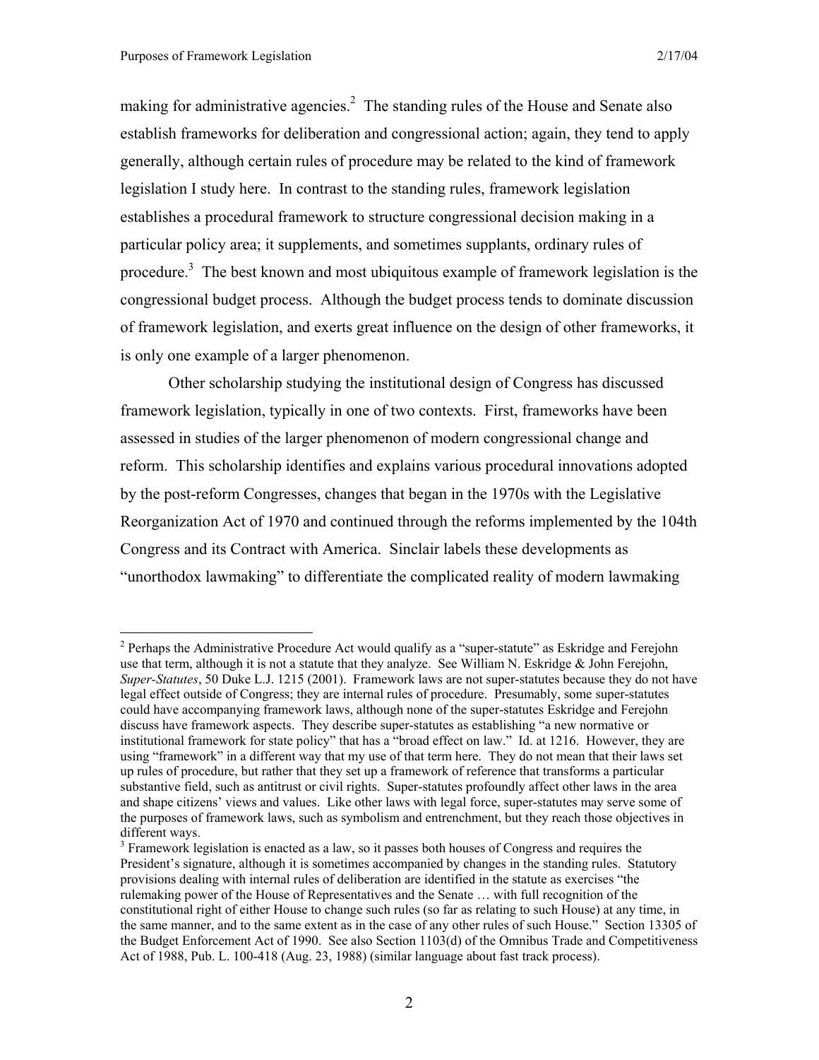making for administrative agencies.[2] The standing rules of the House and Senate also establish frameworks for deliberation and congressional action; again, they tend to apply generally, although certain rules of procedure may be related to the kind of framework legislation I study here. In contrast to the standing rules, framework legislation establishes a procedural framework to structure congressional decision making in a particular policy area; it supplements, and sometimes supplants, ordinary rules of procedure.[3] The best known and most ubiquitous example of framework legislation is the congressional budget process. Although the budget process tends to dominate discussion of framework legislation, and exerts great influence on the design of other frameworks, it is only one example of a larger phenomenon.

Other scholarship studying the institutional design of Congress has discussed framework legislation, typically in one of two contexts. First, frameworks have been assessed in studies of the larger phenomenon of modern congressional change and reform. This scholarship identifies and explains various procedural innovations adopted by the post-reform Congresses, changes that began in the 1970s with the Legislative Reorganization Act of 1970 and continued through the reforms implemented by the 104th Congress and its Contract with America. Sinclair labels these developments as "unorthodox lawmaking" to differentiate the complicated reality of modern lawmaking

---

[2] Perhaps the Administrative Procedure Act would qualify as a "super-statute" as Eskridge and Ferejohn use that term, although it is not a statute that they analyze. See William N. Eskridge & John Ferejohn, *Super-Statutes*, 50 Duke L.J. 1215 (2001). Framework laws are not super-statutes because they do not have legal effect outside of Congress; they are internal rules of procedure. Presumably, some super-statutes could have accompanying framework laws, although none of the super-statutes Eskridge and Ferejohn discuss have framework aspects. They describe super-statutes as establishing "a new normative or institutional framework for state policy" that has a "broad effect on law." Id. at 1216. However, they are using "framework" in a different way that my use of that term here. They do not mean that their laws set up rules of procedure, but rather that they set up a framework of reference that transforms a particular substantive field, such as antitrust or civil rights. Super-statutes profoundly affect other laws in the area and shape citizens' views and values. Like other laws with legal force, super-statutes may serve some of the purposes of framework laws, such as symbolism and entrenchment, but they reach those objectives in different ways.

[3] Framework legislation is enacted as a law, so it passes both houses of Congress and requires the President's signature, although it is sometimes accompanied by changes in the standing rules. Statutory provisions dealing with internal rules of deliberation are identified in the statute as exercises "the rulemaking power of the House of Representatives and the Senate … with full recognition of the constitutional right of either House to change such rules (so far as relating to such House) at any time, in the same manner, and to the same extent as in the case of any other rules of such House." Section 13305 of the Budget Enforcement Act of 1990. See also Section 1103(d) of the Omnibus Trade and Competitiveness Act of 1988, Pub. L. 100-418 (Aug. 23, 1988) (similar language about fast track process).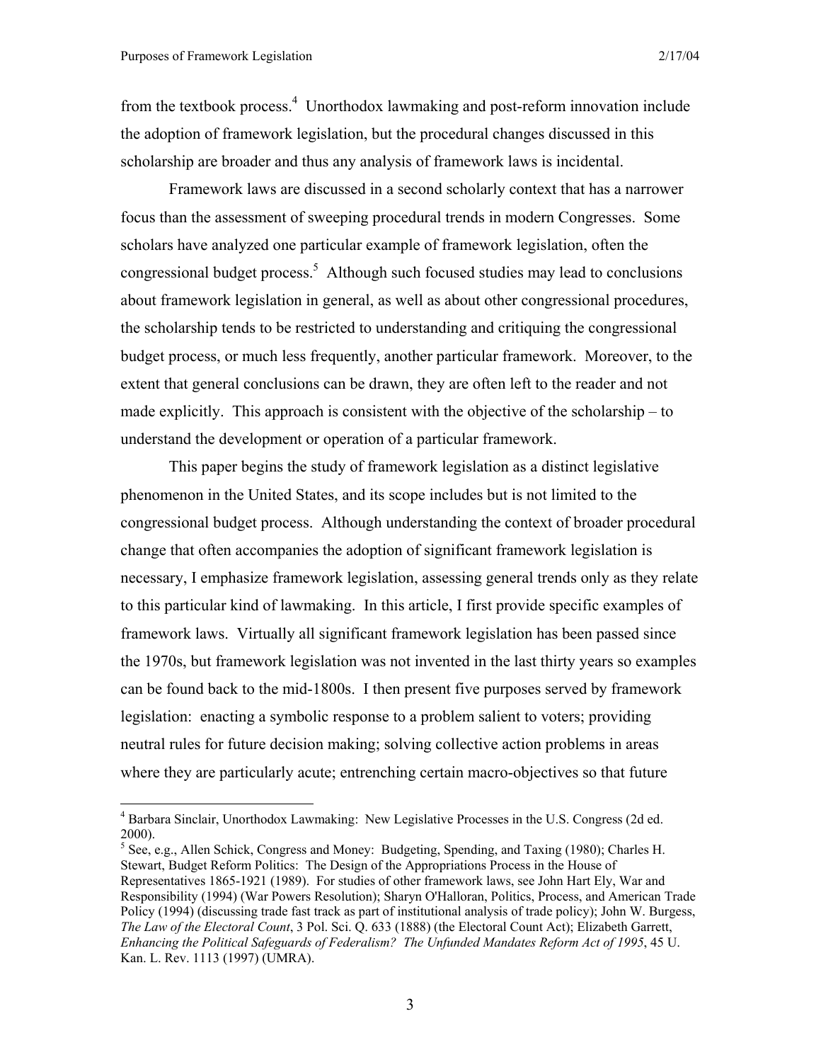from the textbook process.[4] Unorthodox lawmaking and post-reform innovation include the adoption of framework legislation, but the procedural changes discussed in this scholarship are broader and thus any analysis of framework laws is incidental.

Framework laws are discussed in a second scholarly context that has a narrower focus than the assessment of sweeping procedural trends in modern Congresses. Some scholars have analyzed one particular example of framework legislation, often the congressional budget process.[5] Although such focused studies may lead to conclusions about framework legislation in general, as well as about other congressional procedures, the scholarship tends to be restricted to understanding and critiquing the congressional budget process, or much less frequently, another particular framework. Moreover, to the extent that general conclusions can be drawn, they are often left to the reader and not made explicitly. This approach is consistent with the objective of the scholarship – to understand the development or operation of a particular framework.

This paper begins the study of framework legislation as a distinct legislative phenomenon in the United States, and its scope includes but is not limited to the congressional budget process. Although understanding the context of broader procedural change that often accompanies the adoption of significant framework legislation is necessary, I emphasize framework legislation, assessing general trends only as they relate to this particular kind of lawmaking. In this article, I first provide specific examples of framework laws. Virtually all significant framework legislation has been passed since the 1970s, but framework legislation was not invented in the last thirty years so examples can be found back to the mid-1800s. I then present five purposes served by framework legislation: enacting a symbolic response to a problem salient to voters; providing neutral rules for future decision making; solving collective action problems in areas where they are particularly acute; entrenching certain macro-objectives so that future

---

[4] Barbara Sinclair, Unorthodox Lawmaking: New Legislative Processes in the U.S. Congress (2d ed. 2000).

[5] See, e.g., Allen Schick, Congress and Money: Budgeting, Spending, and Taxing (1980); Charles H. Stewart, Budget Reform Politics: The Design of the Appropriations Process in the House of Representatives 1865-1921 (1989). For studies of other framework laws, see John Hart Ely, War and Responsibility (1994) (War Powers Resolution); Sharyn O'Halloran, Politics, Process, and American Trade Policy (1994) (discussing trade fast track as part of institutional analysis of trade policy); John W. Burgess, *The Law of the Electoral Count*, 3 Pol. Sci. Q. 633 (1888) (the Electoral Count Act); Elizabeth Garrett, *Enhancing the Political Safeguards of Federalism? The Unfunded Mandates Reform Act of 1995*, 45 U. Kan. L. Rev. 1113 (1997) (UMRA).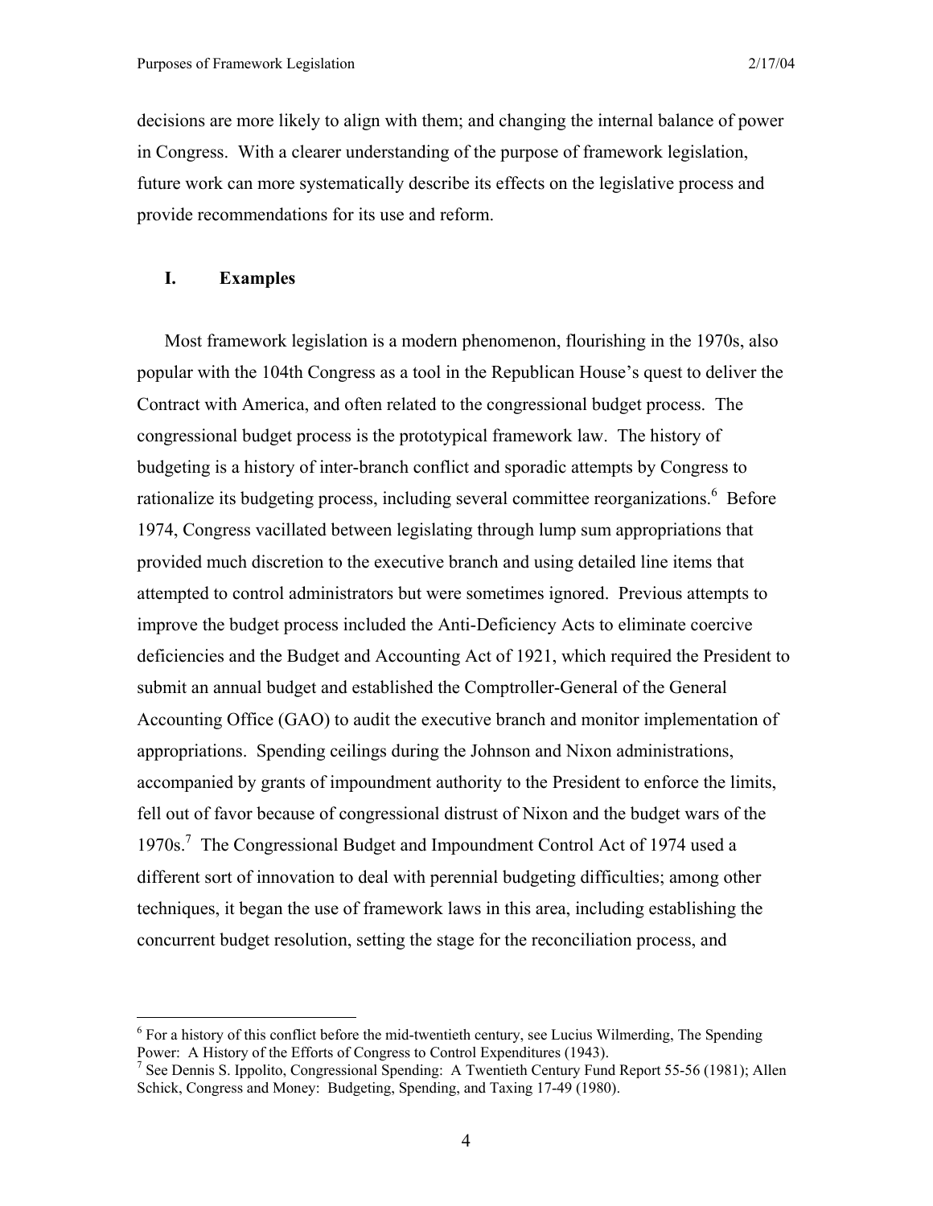decisions are more likely to align with them; and changing the internal balance of power in Congress. With a clearer understanding of the purpose of framework legislation, future work can more systematically describe its effects on the legislative process and provide recommendations for its use and reform.

## I. Examples

Most framework legislation is a modern phenomenon, flourishing in the 1970s, also popular with the 104th Congress as a tool in the Republican House's quest to deliver the Contract with America, and often related to the congressional budget process. The congressional budget process is the prototypical framework law. The history of budgeting is a history of inter-branch conflict and sporadic attempts by Congress to rationalize its budgeting process, including several committee reorganizations.[6] Before 1974, Congress vacillated between legislating through lump sum appropriations that provided much discretion to the executive branch and using detailed line items that attempted to control administrators but were sometimes ignored. Previous attempts to improve the budget process included the Anti-Deficiency Acts to eliminate coercive deficiencies and the Budget and Accounting Act of 1921, which required the President to submit an annual budget and established the Comptroller-General of the General Accounting Office (GAO) to audit the executive branch and monitor implementation of appropriations. Spending ceilings during the Johnson and Nixon administrations, accompanied by grants of impoundment authority to the President to enforce the limits, fell out of favor because of congressional distrust of Nixon and the budget wars of the 1970s.[7] The Congressional Budget and Impoundment Control Act of 1974 used a different sort of innovation to deal with perennial budgeting difficulties; among other techniques, it began the use of framework laws in this area, including establishing the concurrent budget resolution, setting the stage for the reconciliation process, and

[6] For a history of this conflict before the mid-twentieth century, see Lucius Wilmerding, The Spending Power: A History of the Efforts of Congress to Control Expenditures (1943).

[7] See Dennis S. Ippolito, Congressional Spending: A Twentieth Century Fund Report 55-56 (1981); Allen Schick, Congress and Money: Budgeting, Spending, and Taxing 17-49 (1980).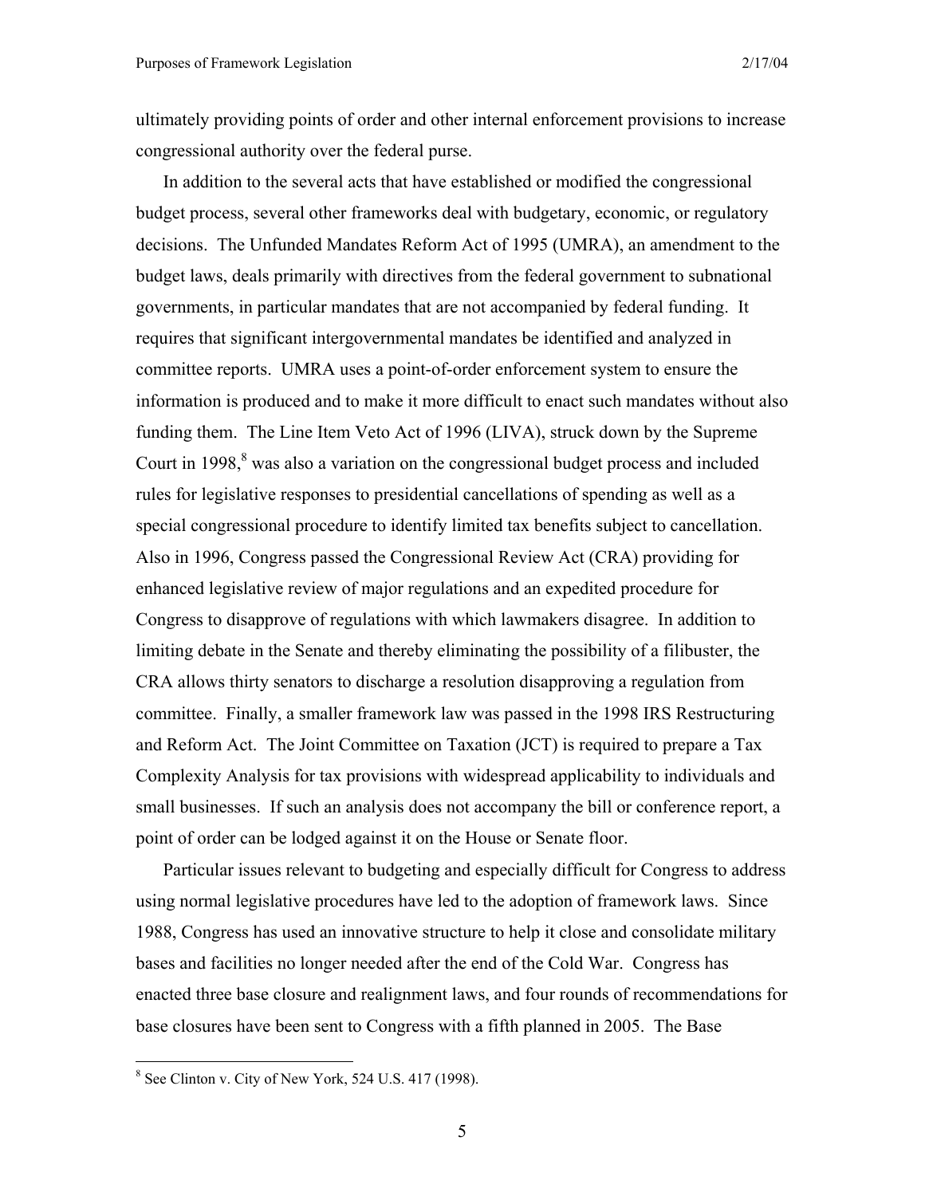ultimately providing points of order and other internal enforcement provisions to increase congressional authority over the federal purse.

In addition to the several acts that have established or modified the congressional budget process, several other frameworks deal with budgetary, economic, or regulatory decisions. The Unfunded Mandates Reform Act of 1995 (UMRA), an amendment to the budget laws, deals primarily with directives from the federal government to subnational governments, in particular mandates that are not accompanied by federal funding. It requires that significant intergovernmental mandates be identified and analyzed in committee reports. UMRA uses a point-of-order enforcement system to ensure the information is produced and to make it more difficult to enact such mandates without also funding them. The Line Item Veto Act of 1996 (LIVA), struck down by the Supreme Court in 1998,[8] was also a variation on the congressional budget process and included rules for legislative responses to presidential cancellations of spending as well as a special congressional procedure to identify limited tax benefits subject to cancellation. Also in 1996, Congress passed the Congressional Review Act (CRA) providing for enhanced legislative review of major regulations and an expedited procedure for Congress to disapprove of regulations with which lawmakers disagree. In addition to limiting debate in the Senate and thereby eliminating the possibility of a filibuster, the CRA allows thirty senators to discharge a resolution disapproving a regulation from committee. Finally, a smaller framework law was passed in the 1998 IRS Restructuring and Reform Act. The Joint Committee on Taxation (JCT) is required to prepare a Tax Complexity Analysis for tax provisions with widespread applicability to individuals and small businesses. If such an analysis does not accompany the bill or conference report, a point of order can be lodged against it on the House or Senate floor.

Particular issues relevant to budgeting and especially difficult for Congress to address using normal legislative procedures have led to the adoption of framework laws. Since 1988, Congress has used an innovative structure to help it close and consolidate military bases and facilities no longer needed after the end of the Cold War. Congress has enacted three base closure and realignment laws, and four rounds of recommendations for base closures have been sent to Congress with a fifth planned in 2005. The Base

[8] See Clinton v. City of New York, 524 U.S. 417 (1998).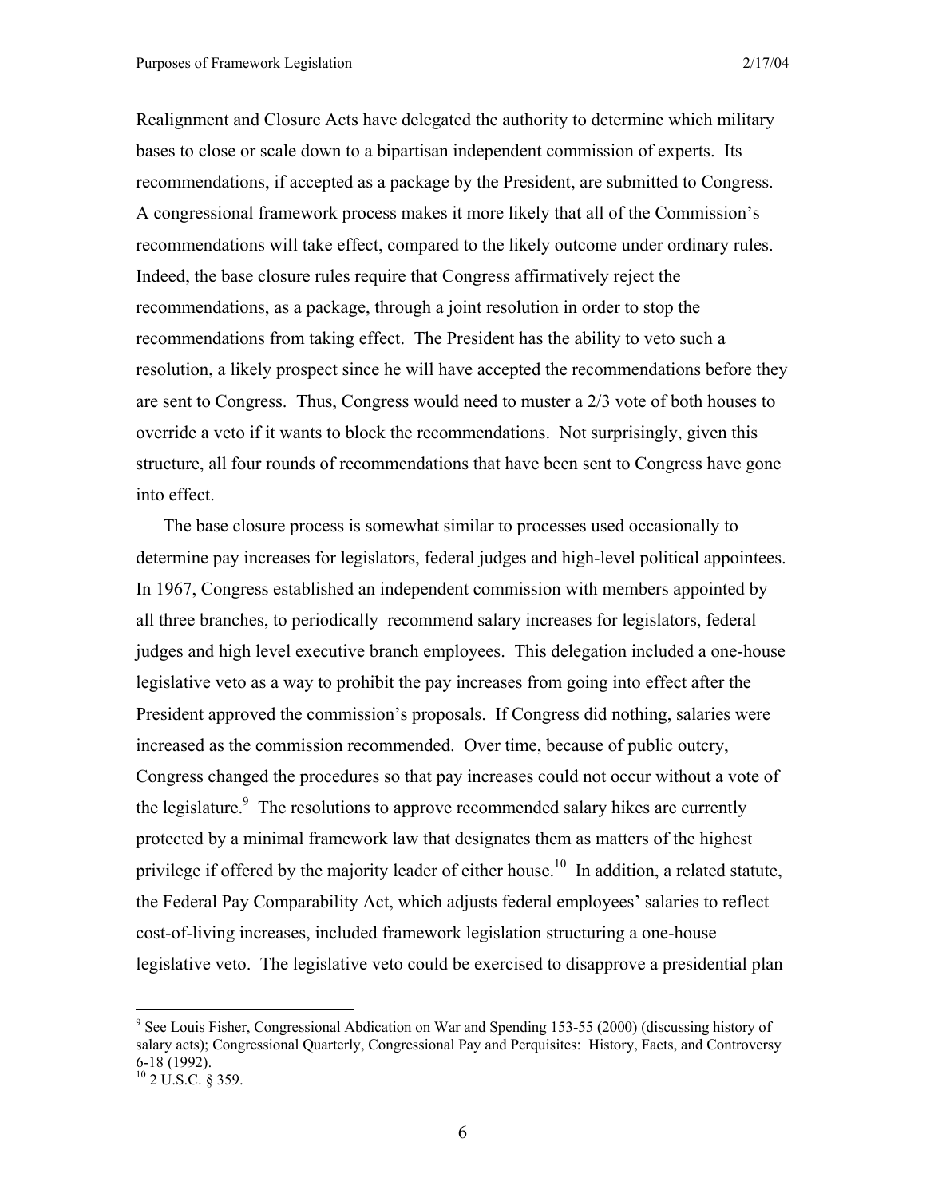Realignment and Closure Acts have delegated the authority to determine which military bases to close or scale down to a bipartisan independent commission of experts. Its recommendations, if accepted as a package by the President, are submitted to Congress. A congressional framework process makes it more likely that all of the Commission's recommendations will take effect, compared to the likely outcome under ordinary rules. Indeed, the base closure rules require that Congress affirmatively reject the recommendations, as a package, through a joint resolution in order to stop the recommendations from taking effect. The President has the ability to veto such a resolution, a likely prospect since he will have accepted the recommendations before they are sent to Congress. Thus, Congress would need to muster a 2/3 vote of both houses to override a veto if it wants to block the recommendations. Not surprisingly, given this structure, all four rounds of recommendations that have been sent to Congress have gone into effect.

The base closure process is somewhat similar to processes used occasionally to determine pay increases for legislators, federal judges and high-level political appointees. In 1967, Congress established an independent commission with members appointed by all three branches, to periodically recommend salary increases for legislators, federal judges and high level executive branch employees. This delegation included a one-house legislative veto as a way to prohibit the pay increases from going into effect after the President approved the commission's proposals. If Congress did nothing, salaries were increased as the commission recommended. Over time, because of public outcry, Congress changed the procedures so that pay increases could not occur without a vote of the legislature.[9] The resolutions to approve recommended salary hikes are currently protected by a minimal framework law that designates them as matters of the highest privilege if offered by the majority leader of either house.[10] In addition, a related statute, the Federal Pay Comparability Act, which adjusts federal employees' salaries to reflect cost-of-living increases, included framework legislation structuring a one-house legislative veto. The legislative veto could be exercised to disapprove a presidential plan

---

[9] See Louis Fisher, Congressional Abdication on War and Spending 153-55 (2000) (discussing history of salary acts); Congressional Quarterly, Congressional Pay and Perquisites: History, Facts, and Controversy 6-18 (1992).

[10] 2 U.S.C. § 359.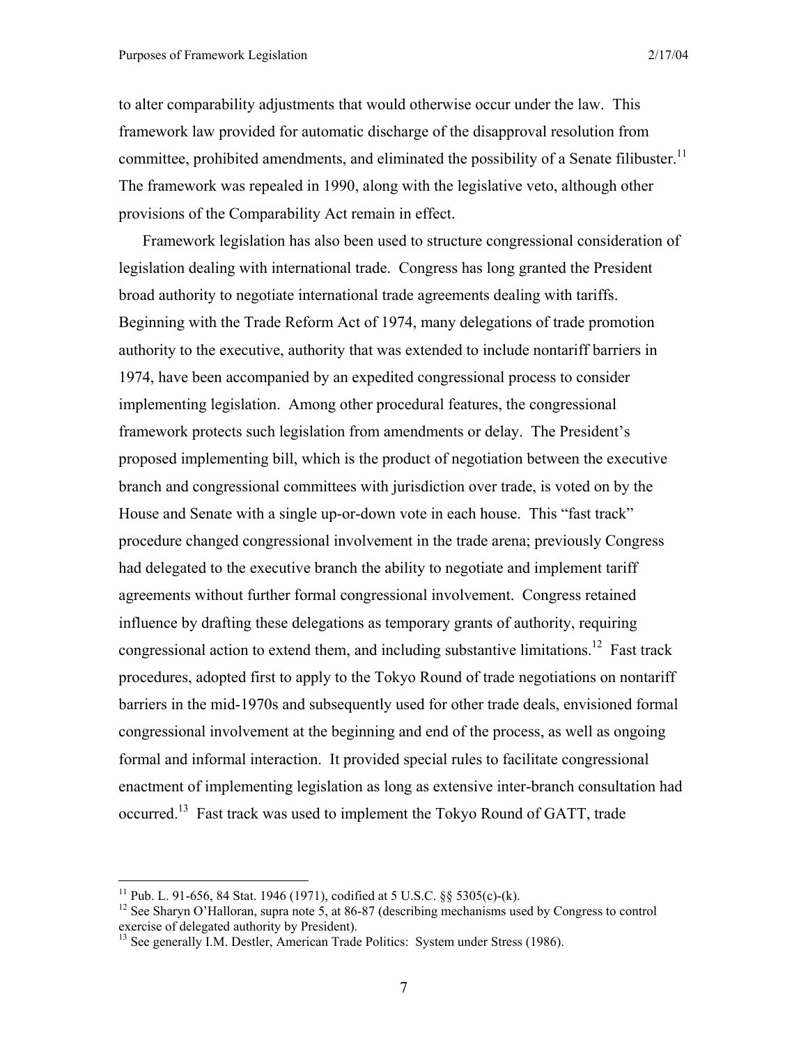to alter comparability adjustments that would otherwise occur under the law. This framework law provided for automatic discharge of the disapproval resolution from committee, prohibited amendments, and eliminated the possibility of a Senate filibuster.[11] The framework was repealed in 1990, along with the legislative veto, although other provisions of the Comparability Act remain in effect.

Framework legislation has also been used to structure congressional consideration of legislation dealing with international trade. Congress has long granted the President broad authority to negotiate international trade agreements dealing with tariffs. Beginning with the Trade Reform Act of 1974, many delegations of trade promotion authority to the executive, authority that was extended to include nontariff barriers in 1974, have been accompanied by an expedited congressional process to consider implementing legislation. Among other procedural features, the congressional framework protects such legislation from amendments or delay. The President's proposed implementing bill, which is the product of negotiation between the executive branch and congressional committees with jurisdiction over trade, is voted on by the House and Senate with a single up-or-down vote in each house. This "fast track" procedure changed congressional involvement in the trade arena; previously Congress had delegated to the executive branch the ability to negotiate and implement tariff agreements without further formal congressional involvement. Congress retained influence by drafting these delegations as temporary grants of authority, requiring congressional action to extend them, and including substantive limitations.[12] Fast track procedures, adopted first to apply to the Tokyo Round of trade negotiations on nontariff barriers in the mid-1970s and subsequently used for other trade deals, envisioned formal congressional involvement at the beginning and end of the process, as well as ongoing formal and informal interaction. It provided special rules to facilitate congressional enactment of implementing legislation as long as extensive inter-branch consultation had occurred.[13] Fast track was used to implement the Tokyo Round of GATT, trade

---

[11] Pub. L. 91-656, 84 Stat. 1946 (1971), codified at 5 U.S.C. §§ 5305(c)-(k).

[12] See Sharyn O'Halloran, supra note 5, at 86-87 (describing mechanisms used by Congress to control exercise of delegated authority by President).

[13] See generally I.M. Destler, American Trade Politics: System under Stress (1986).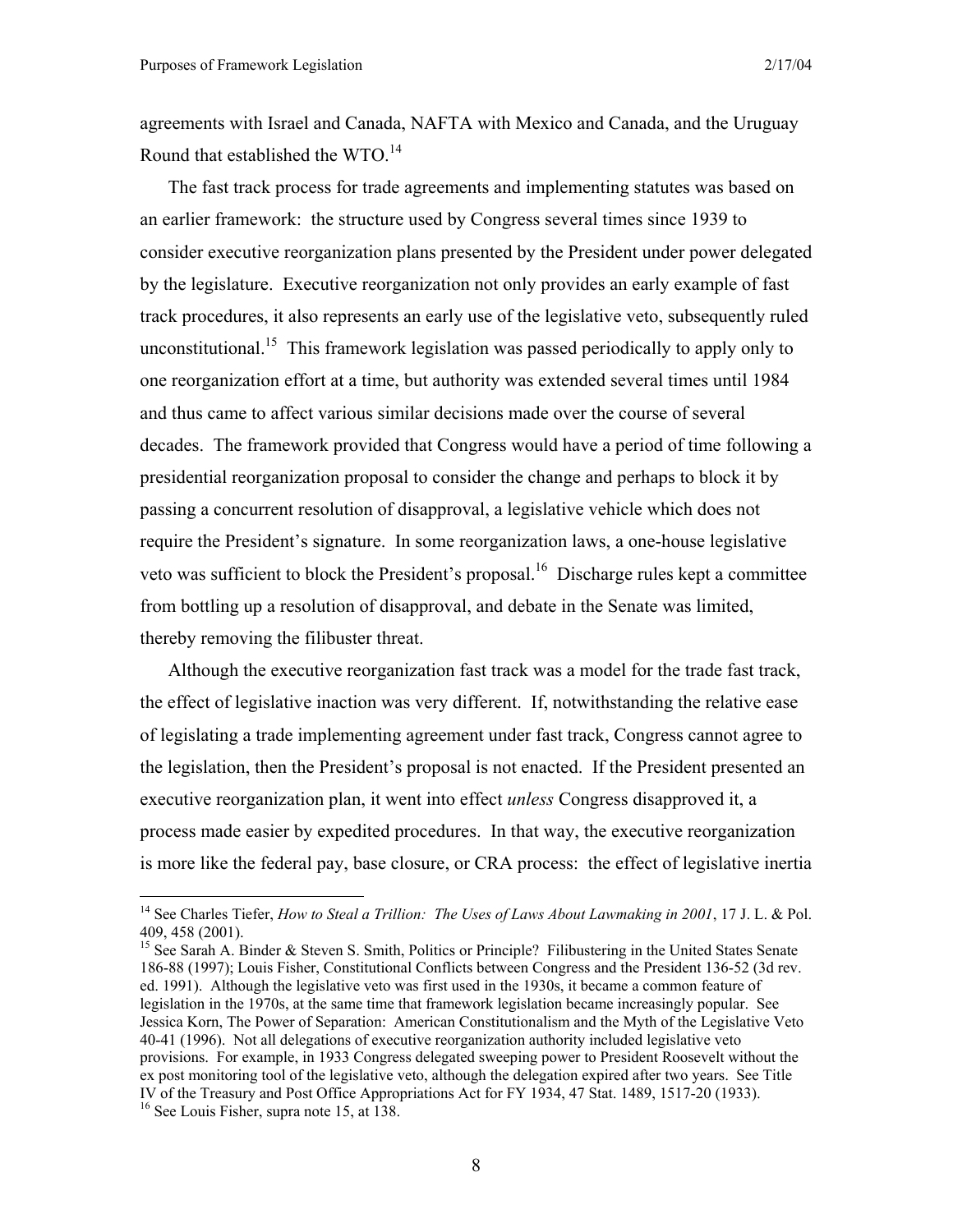agreements with Israel and Canada, NAFTA with Mexico and Canada, and the Uruguay Round that established the WTO.[14]

The fast track process for trade agreements and implementing statutes was based on an earlier framework: the structure used by Congress several times since 1939 to consider executive reorganization plans presented by the President under power delegated by the legislature. Executive reorganization not only provides an early example of fast track procedures, it also represents an early use of the legislative veto, subsequently ruled unconstitutional.[15] This framework legislation was passed periodically to apply only to one reorganization effort at a time, but authority was extended several times until 1984 and thus came to affect various similar decisions made over the course of several decades. The framework provided that Congress would have a period of time following a presidential reorganization proposal to consider the change and perhaps to block it by passing a concurrent resolution of disapproval, a legislative vehicle which does not require the President's signature. In some reorganization laws, a one-house legislative veto was sufficient to block the President's proposal.[16] Discharge rules kept a committee from bottling up a resolution of disapproval, and debate in the Senate was limited, thereby removing the filibuster threat.

Although the executive reorganization fast track was a model for the trade fast track, the effect of legislative inaction was very different. If, notwithstanding the relative ease of legislating a trade implementing agreement under fast track, Congress cannot agree to the legislation, then the President's proposal is not enacted. If the President presented an executive reorganization plan, it went into effect *unless* Congress disapproved it, a process made easier by expedited procedures. In that way, the executive reorganization is more like the federal pay, base closure, or CRA process: the effect of legislative inertia

---

[14] See Charles Tiefer, *How to Steal a Trillion: The Uses of Laws About Lawmaking in 2001*, 17 J. L. & Pol. 409, 458 (2001).

[15] See Sarah A. Binder & Steven S. Smith, Politics or Principle? Filibustering in the United States Senate 186-88 (1997); Louis Fisher, Constitutional Conflicts between Congress and the President 136-52 (3d rev. ed. 1991). Although the legislative veto was first used in the 1930s, it became a common feature of legislation in the 1970s, at the same time that framework legislation became increasingly popular. See Jessica Korn, The Power of Separation: American Constitutionalism and the Myth of the Legislative Veto 40-41 (1996). Not all delegations of executive reorganization authority included legislative veto provisions. For example, in 1933 Congress delegated sweeping power to President Roosevelt without the ex post monitoring tool of the legislative veto, although the delegation expired after two years. See Title IV of the Treasury and Post Office Appropriations Act for FY 1934, 47 Stat. 1489, 1517-20 (1933).

[16] See Louis Fisher, supra note 15, at 138.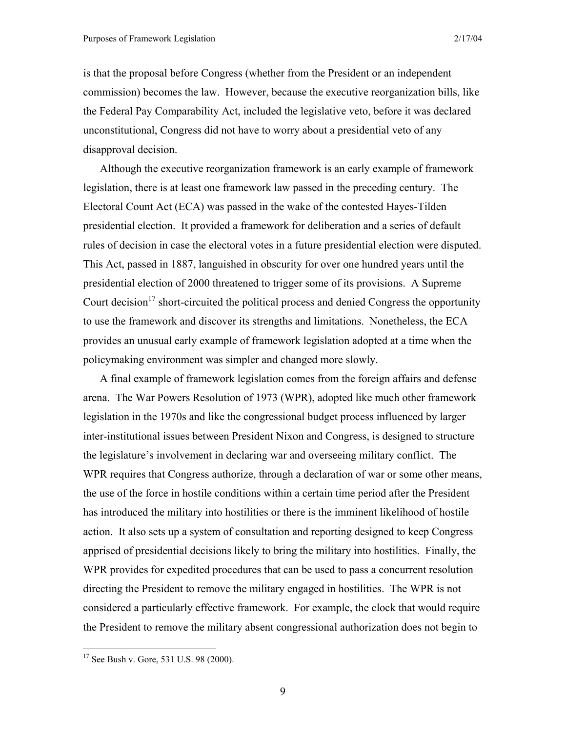is that the proposal before Congress (whether from the President or an independent commission) becomes the law. However, because the executive reorganization bills, like the Federal Pay Comparability Act, included the legislative veto, before it was declared unconstitutional, Congress did not have to worry about a presidential veto of any disapproval decision.

Although the executive reorganization framework is an early example of framework legislation, there is at least one framework law passed in the preceding century. The Electoral Count Act (ECA) was passed in the wake of the contested Hayes-Tilden presidential election. It provided a framework for deliberation and a series of default rules of decision in case the electoral votes in a future presidential election were disputed. This Act, passed in 1887, languished in obscurity for over one hundred years until the presidential election of 2000 threatened to trigger some of its provisions. A Supreme Court decision[17] short-circuited the political process and denied Congress the opportunity to use the framework and discover its strengths and limitations. Nonetheless, the ECA provides an unusual early example of framework legislation adopted at a time when the policymaking environment was simpler and changed more slowly.

A final example of framework legislation comes from the foreign affairs and defense arena. The War Powers Resolution of 1973 (WPR), adopted like much other framework legislation in the 1970s and like the congressional budget process influenced by larger inter-institutional issues between President Nixon and Congress, is designed to structure the legislature's involvement in declaring war and overseeing military conflict. The WPR requires that Congress authorize, through a declaration of war or some other means, the use of the force in hostile conditions within a certain time period after the President has introduced the military into hostilities or there is the imminent likelihood of hostile action. It also sets up a system of consultation and reporting designed to keep Congress apprised of presidential decisions likely to bring the military into hostilities. Finally, the WPR provides for expedited procedures that can be used to pass a concurrent resolution directing the President to remove the military engaged in hostilities. The WPR is not considered a particularly effective framework. For example, the clock that would require the President to remove the military absent congressional authorization does not begin to

[17] See Bush v. Gore, 531 U.S. 98 (2000).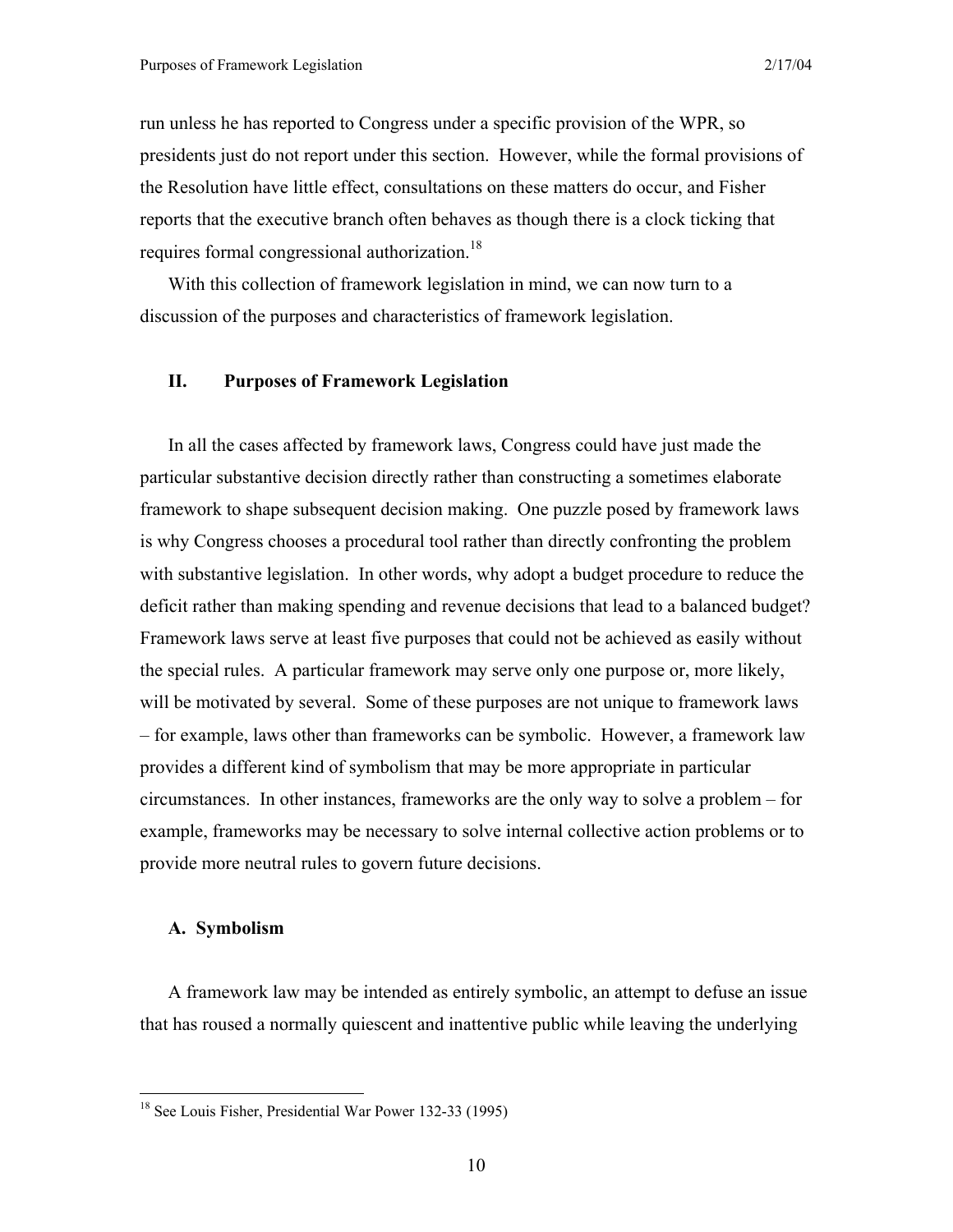run unless he has reported to Congress under a specific provision of the WPR, so presidents just do not report under this section. However, while the formal provisions of the Resolution have little effect, consultations on these matters do occur, and Fisher reports that the executive branch often behaves as though there is a clock ticking that requires formal congressional authorization.[18]

With this collection of framework legislation in mind, we can now turn to a discussion of the purposes and characteristics of framework legislation.

## II. Purposes of Framework Legislation

In all the cases affected by framework laws, Congress could have just made the particular substantive decision directly rather than constructing a sometimes elaborate framework to shape subsequent decision making. One puzzle posed by framework laws is why Congress chooses a procedural tool rather than directly confronting the problem with substantive legislation. In other words, why adopt a budget procedure to reduce the deficit rather than making spending and revenue decisions that lead to a balanced budget? Framework laws serve at least five purposes that could not be achieved as easily without the special rules. A particular framework may serve only one purpose or, more likely, will be motivated by several. Some of these purposes are not unique to framework laws – for example, laws other than frameworks can be symbolic. However, a framework law provides a different kind of symbolism that may be more appropriate in particular circumstances. In other instances, frameworks are the only way to solve a problem – for example, frameworks may be necessary to solve internal collective action problems or to provide more neutral rules to govern future decisions.

### A. Symbolism

A framework law may be intended as entirely symbolic, an attempt to defuse an issue that has roused a normally quiescent and inattentive public while leaving the underlying

[18] See Louis Fisher, Presidential War Power 132-33 (1995)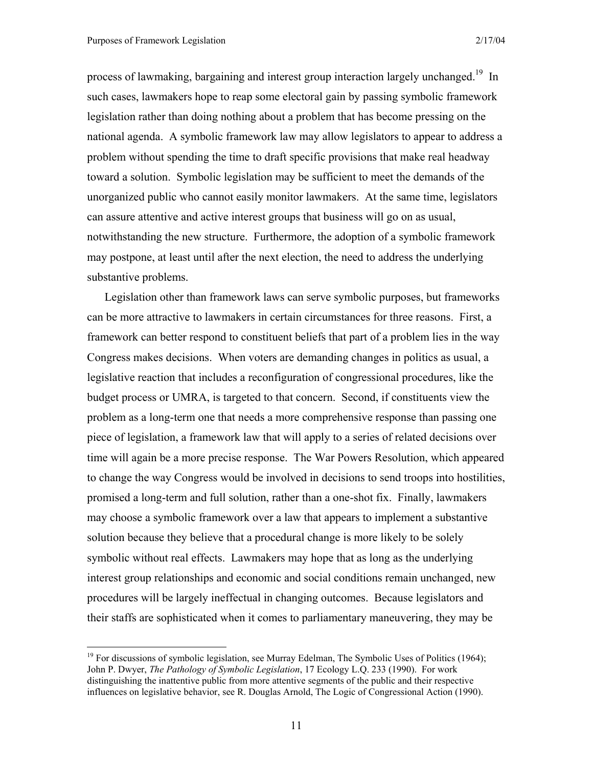process of lawmaking, bargaining and interest group interaction largely unchanged.[19] In such cases, lawmakers hope to reap some electoral gain by passing symbolic framework legislation rather than doing nothing about a problem that has become pressing on the national agenda. A symbolic framework law may allow legislators to appear to address a problem without spending the time to draft specific provisions that make real headway toward a solution. Symbolic legislation may be sufficient to meet the demands of the unorganized public who cannot easily monitor lawmakers. At the same time, legislators can assure attentive and active interest groups that business will go on as usual, notwithstanding the new structure. Furthermore, the adoption of a symbolic framework may postpone, at least until after the next election, the need to address the underlying substantive problems.

Legislation other than framework laws can serve symbolic purposes, but frameworks can be more attractive to lawmakers in certain circumstances for three reasons. First, a framework can better respond to constituent beliefs that part of a problem lies in the way Congress makes decisions. When voters are demanding changes in politics as usual, a legislative reaction that includes a reconfiguration of congressional procedures, like the budget process or UMRA, is targeted to that concern. Second, if constituents view the problem as a long-term one that needs a more comprehensive response than passing one piece of legislation, a framework law that will apply to a series of related decisions over time will again be a more precise response. The War Powers Resolution, which appeared to change the way Congress would be involved in decisions to send troops into hostilities, promised a long-term and full solution, rather than a one-shot fix. Finally, lawmakers may choose a symbolic framework over a law that appears to implement a substantive solution because they believe that a procedural change is more likely to be solely symbolic without real effects. Lawmakers may hope that as long as the underlying interest group relationships and economic and social conditions remain unchanged, new procedures will be largely ineffectual in changing outcomes. Because legislators and their staffs are sophisticated when it comes to parliamentary maneuvering, they may be

[19] For discussions of symbolic legislation, see Murray Edelman, The Symbolic Uses of Politics (1964); John P. Dwyer, *The Pathology of Symbolic Legislation*, 17 Ecology L.Q. 233 (1990). For work distinguishing the inattentive public from more attentive segments of the public and their respective influences on legislative behavior, see R. Douglas Arnold, The Logic of Congressional Action (1990).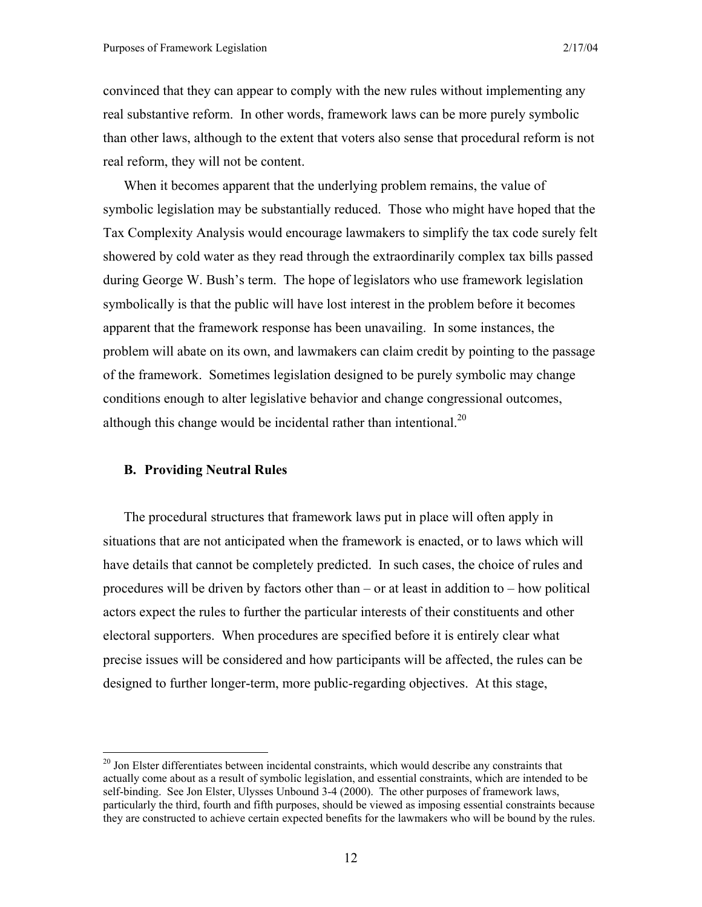convinced that they can appear to comply with the new rules without implementing any real substantive reform. In other words, framework laws can be more purely symbolic than other laws, although to the extent that voters also sense that procedural reform is not real reform, they will not be content.

When it becomes apparent that the underlying problem remains, the value of symbolic legislation may be substantially reduced. Those who might have hoped that the Tax Complexity Analysis would encourage lawmakers to simplify the tax code surely felt showered by cold water as they read through the extraordinarily complex tax bills passed during George W. Bush's term. The hope of legislators who use framework legislation symbolically is that the public will have lost interest in the problem before it becomes apparent that the framework response has been unavailing. In some instances, the problem will abate on its own, and lawmakers can claim credit by pointing to the passage of the framework. Sometimes legislation designed to be purely symbolic may change conditions enough to alter legislative behavior and change congressional outcomes, although this change would be incidental rather than intentional.[20]

### B. Providing Neutral Rules

The procedural structures that framework laws put in place will often apply in situations that are not anticipated when the framework is enacted, or to laws which will have details that cannot be completely predicted. In such cases, the choice of rules and procedures will be driven by factors other than – or at least in addition to – how political actors expect the rules to further the particular interests of their constituents and other electoral supporters. When procedures are specified before it is entirely clear what precise issues will be considered and how participants will be affected, the rules can be designed to further longer-term, more public-regarding objectives. At this stage,

[20] Jon Elster differentiates between incidental constraints, which would describe any constraints that actually come about as a result of symbolic legislation, and essential constraints, which are intended to be self-binding. See Jon Elster, Ulysses Unbound 3-4 (2000). The other purposes of framework laws, particularly the third, fourth and fifth purposes, should be viewed as imposing essential constraints because they are constructed to achieve certain expected benefits for the lawmakers who will be bound by the rules.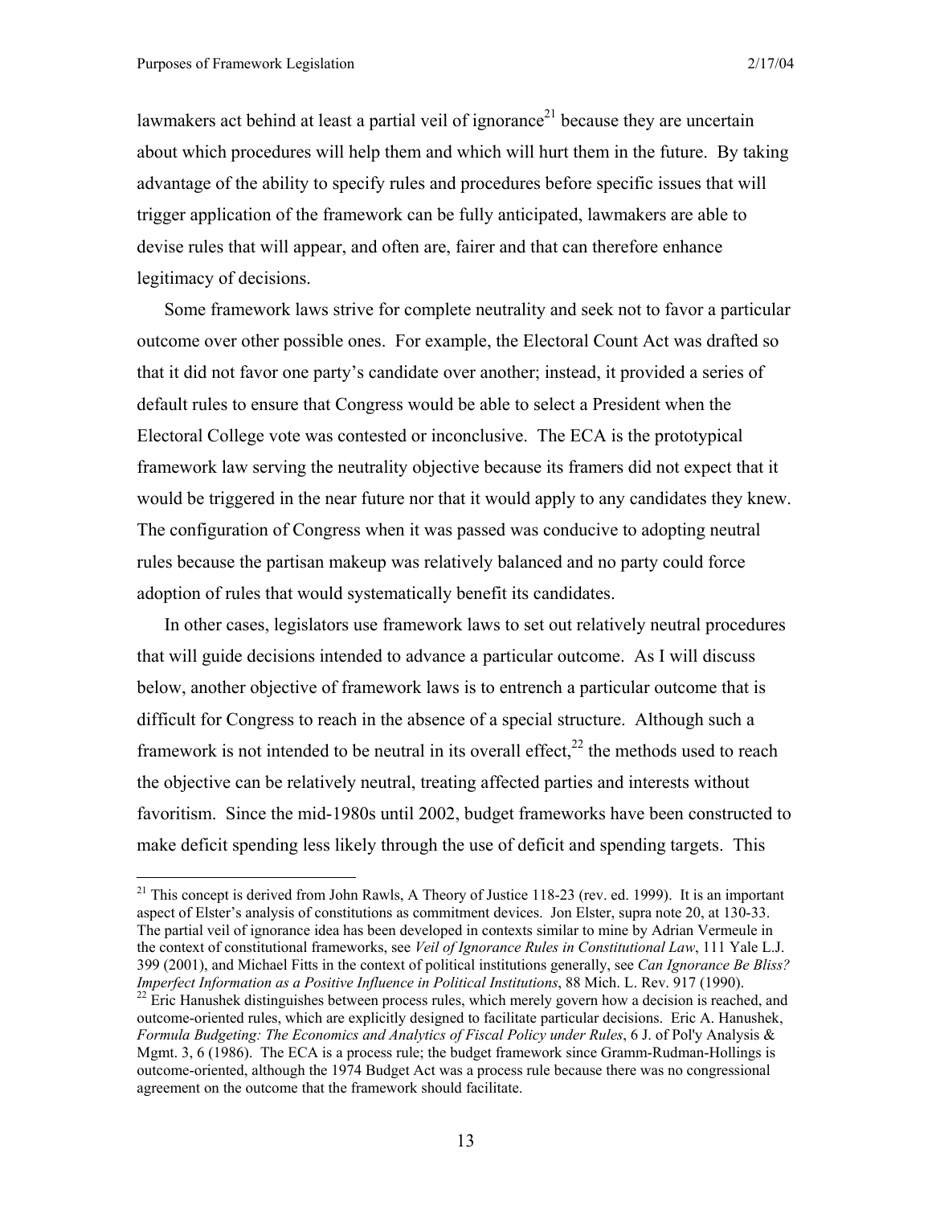lawmakers act behind at least a partial veil of ignorance[21] because they are uncertain about which procedures will help them and which will hurt them in the future. By taking advantage of the ability to specify rules and procedures before specific issues that will trigger application of the framework can be fully anticipated, lawmakers are able to devise rules that will appear, and often are, fairer and that can therefore enhance legitimacy of decisions.

Some framework laws strive for complete neutrality and seek not to favor a particular outcome over other possible ones. For example, the Electoral Count Act was drafted so that it did not favor one party's candidate over another; instead, it provided a series of default rules to ensure that Congress would be able to select a President when the Electoral College vote was contested or inconclusive. The ECA is the prototypical framework law serving the neutrality objective because its framers did not expect that it would be triggered in the near future nor that it would apply to any candidates they knew. The configuration of Congress when it was passed was conducive to adopting neutral rules because the partisan makeup was relatively balanced and no party could force adoption of rules that would systematically benefit its candidates.

In other cases, legislators use framework laws to set out relatively neutral procedures that will guide decisions intended to advance a particular outcome. As I will discuss below, another objective of framework laws is to entrench a particular outcome that is difficult for Congress to reach in the absence of a special structure. Although such a framework is not intended to be neutral in its overall effect,[22] the methods used to reach the objective can be relatively neutral, treating affected parties and interests without favoritism. Since the mid-1980s until 2002, budget frameworks have been constructed to make deficit spending less likely through the use of deficit and spending targets. This

[21] This concept is derived from John Rawls, A Theory of Justice 118-23 (rev. ed. 1999). It is an important aspect of Elster's analysis of constitutions as commitment devices. Jon Elster, supra note 20, at 130-33. The partial veil of ignorance idea has been developed in contexts similar to mine by Adrian Vermeule in the context of constitutional frameworks, see *Veil of Ignorance Rules in Constitutional Law*, 111 Yale L.J. 399 (2001), and Michael Fitts in the context of political institutions generally, see *Can Ignorance Be Bliss? Imperfect Information as a Positive Influence in Political Institutions*, 88 Mich. L. Rev. 917 (1990).

[22] Eric Hanushek distinguishes between process rules, which merely govern how a decision is reached, and outcome-oriented rules, which are explicitly designed to facilitate particular decisions. Eric A. Hanushek, *Formula Budgeting: The Economics and Analytics of Fiscal Policy under Rules*, 6 J. of Pol'y Analysis & Mgmt. 3, 6 (1986). The ECA is a process rule; the budget framework since Gramm-Rudman-Hollings is outcome-oriented, although the 1974 Budget Act was a process rule because there was no congressional agreement on the outcome that the framework should facilitate.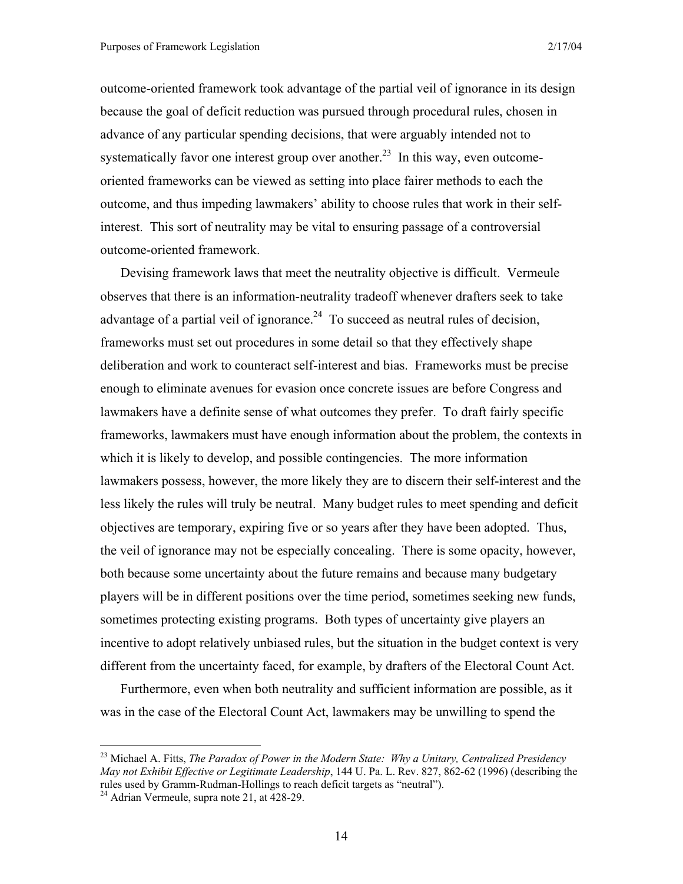outcome-oriented framework took advantage of the partial veil of ignorance in its design because the goal of deficit reduction was pursued through procedural rules, chosen in advance of any particular spending decisions, that were arguably intended not to systematically favor one interest group over another.[23] In this way, even outcome-oriented frameworks can be viewed as setting into place fairer methods to each the outcome, and thus impeding lawmakers' ability to choose rules that work in their self-interest. This sort of neutrality may be vital to ensuring passage of a controversial outcome-oriented framework.

Devising framework laws that meet the neutrality objective is difficult. Vermeule observes that there is an information-neutrality tradeoff whenever drafters seek to take advantage of a partial veil of ignorance.[24] To succeed as neutral rules of decision, frameworks must set out procedures in some detail so that they effectively shape deliberation and work to counteract self-interest and bias. Frameworks must be precise enough to eliminate avenues for evasion once concrete issues are before Congress and lawmakers have a definite sense of what outcomes they prefer. To draft fairly specific frameworks, lawmakers must have enough information about the problem, the contexts in which it is likely to develop, and possible contingencies. The more information lawmakers possess, however, the more likely they are to discern their self-interest and the less likely the rules will truly be neutral. Many budget rules to meet spending and deficit objectives are temporary, expiring five or so years after they have been adopted. Thus, the veil of ignorance may not be especially concealing. There is some opacity, however, both because some uncertainty about the future remains and because many budgetary players will be in different positions over the time period, sometimes seeking new funds, sometimes protecting existing programs. Both types of uncertainty give players an incentive to adopt relatively unbiased rules, but the situation in the budget context is very different from the uncertainty faced, for example, by drafters of the Electoral Count Act.

Furthermore, even when both neutrality and sufficient information are possible, as it was in the case of the Electoral Count Act, lawmakers may be unwilling to spend the

---

[23] Michael A. Fitts, *The Paradox of Power in the Modern State: Why a Unitary, Centralized Presidency May not Exhibit Effective or Legitimate Leadership*, 144 U. Pa. L. Rev. 827, 862-62 (1996) (describing the rules used by Gramm-Rudman-Hollings to reach deficit targets as "neutral").

[24] Adrian Vermeule, supra note 21, at 428-29.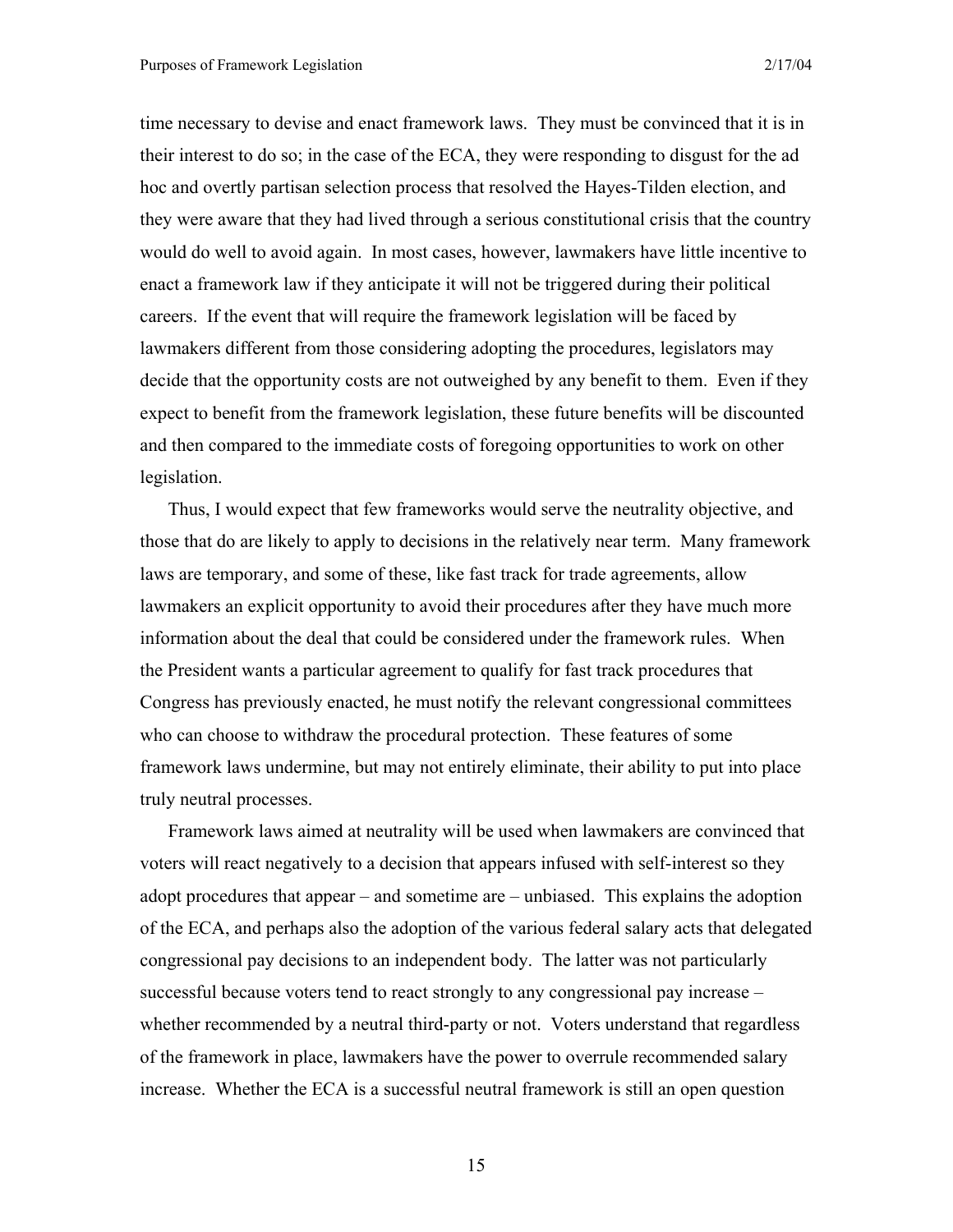time necessary to devise and enact framework laws. They must be convinced that it is in their interest to do so; in the case of the ECA, they were responding to disgust for the ad hoc and overtly partisan selection process that resolved the Hayes-Tilden election, and they were aware that they had lived through a serious constitutional crisis that the country would do well to avoid again. In most cases, however, lawmakers have little incentive to enact a framework law if they anticipate it will not be triggered during their political careers. If the event that will require the framework legislation will be faced by lawmakers different from those considering adopting the procedures, legislators may decide that the opportunity costs are not outweighed by any benefit to them. Even if they expect to benefit from the framework legislation, these future benefits will be discounted and then compared to the immediate costs of foregoing opportunities to work on other legislation.

Thus, I would expect that few frameworks would serve the neutrality objective, and those that do are likely to apply to decisions in the relatively near term. Many framework laws are temporary, and some of these, like fast track for trade agreements, allow lawmakers an explicit opportunity to avoid their procedures after they have much more information about the deal that could be considered under the framework rules. When the President wants a particular agreement to qualify for fast track procedures that Congress has previously enacted, he must notify the relevant congressional committees who can choose to withdraw the procedural protection. These features of some framework laws undermine, but may not entirely eliminate, their ability to put into place truly neutral processes.

Framework laws aimed at neutrality will be used when lawmakers are convinced that voters will react negatively to a decision that appears infused with self-interest so they adopt procedures that appear – and sometime are – unbiased. This explains the adoption of the ECA, and perhaps also the adoption of the various federal salary acts that delegated congressional pay decisions to an independent body. The latter was not particularly successful because voters tend to react strongly to any congressional pay increase – whether recommended by a neutral third-party or not. Voters understand that regardless of the framework in place, lawmakers have the power to overrule recommended salary increase. Whether the ECA is a successful neutral framework is still an open question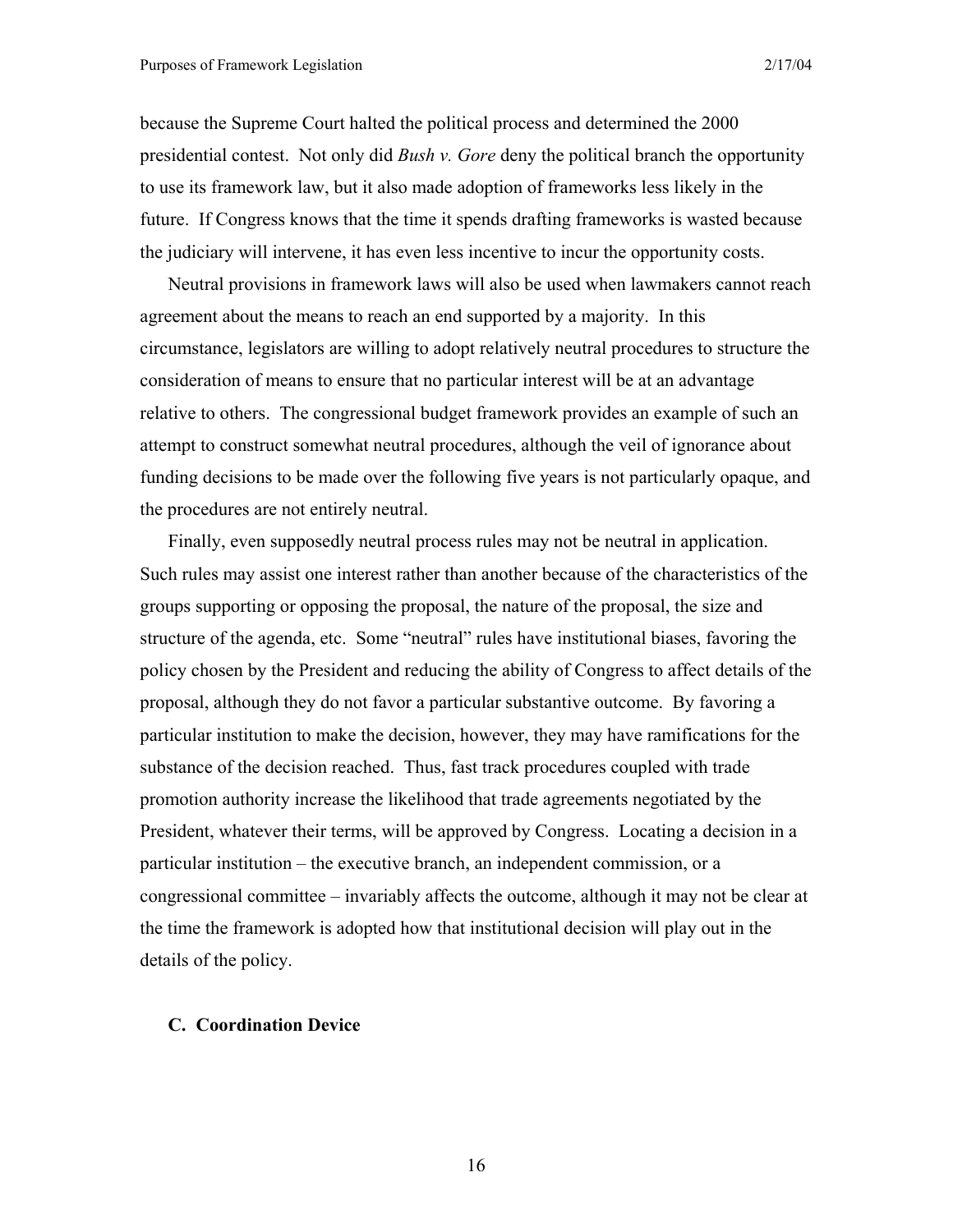because the Supreme Court halted the political process and determined the 2000 presidential contest. Not only did *Bush v. Gore* deny the political branch the opportunity to use its framework law, but it also made adoption of frameworks less likely in the future. If Congress knows that the time it spends drafting frameworks is wasted because the judiciary will intervene, it has even less incentive to incur the opportunity costs.

Neutral provisions in framework laws will also be used when lawmakers cannot reach agreement about the means to reach an end supported by a majority. In this circumstance, legislators are willing to adopt relatively neutral procedures to structure the consideration of means to ensure that no particular interest will be at an advantage relative to others. The congressional budget framework provides an example of such an attempt to construct somewhat neutral procedures, although the veil of ignorance about funding decisions to be made over the following five years is not particularly opaque, and the procedures are not entirely neutral.

Finally, even supposedly neutral process rules may not be neutral in application. Such rules may assist one interest rather than another because of the characteristics of the groups supporting or opposing the proposal, the nature of the proposal, the size and structure of the agenda, etc. Some "neutral" rules have institutional biases, favoring the policy chosen by the President and reducing the ability of Congress to affect details of the proposal, although they do not favor a particular substantive outcome. By favoring a particular institution to make the decision, however, they may have ramifications for the substance of the decision reached. Thus, fast track procedures coupled with trade promotion authority increase the likelihood that trade agreements negotiated by the President, whatever their terms, will be approved by Congress. Locating a decision in a particular institution – the executive branch, an independent commission, or a congressional committee – invariably affects the outcome, although it may not be clear at the time the framework is adopted how that institutional decision will play out in the details of the policy.

### C. Coordination Device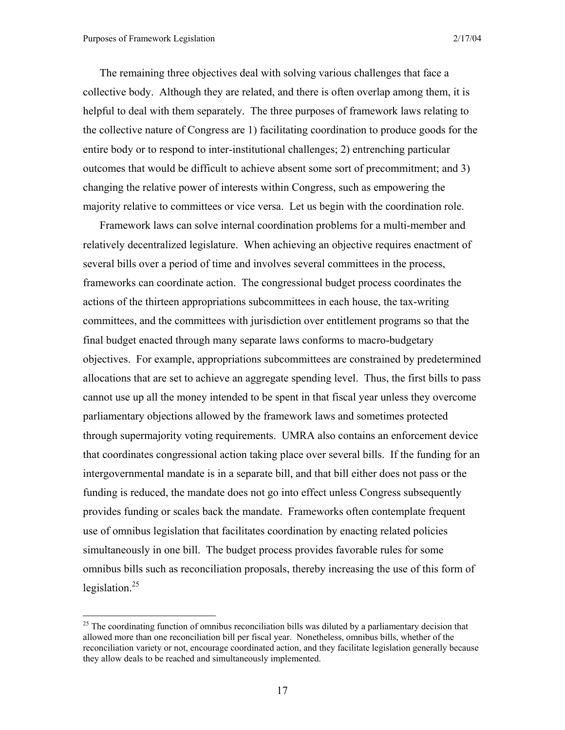The remaining three objectives deal with solving various challenges that face a collective body. Although they are related, and there is often overlap among them, it is helpful to deal with them separately. The three purposes of framework laws relating to the collective nature of Congress are 1) facilitating coordination to produce goods for the entire body or to respond to inter-institutional challenges; 2) entrenching particular outcomes that would be difficult to achieve absent some sort of precommitment; and 3) changing the relative power of interests within Congress, such as empowering the majority relative to committees or vice versa. Let us begin with the coordination role.

Framework laws can solve internal coordination problems for a multi-member and relatively decentralized legislature. When achieving an objective requires enactment of several bills over a period of time and involves several committees in the process, frameworks can coordinate action. The congressional budget process coordinates the actions of the thirteen appropriations subcommittees in each house, the tax-writing committees, and the committees with jurisdiction over entitlement programs so that the final budget enacted through many separate laws conforms to macro-budgetary objectives. For example, appropriations subcommittees are constrained by predetermined allocations that are set to achieve an aggregate spending level. Thus, the first bills to pass cannot use up all the money intended to be spent in that fiscal year unless they overcome parliamentary objections allowed by the framework laws and sometimes protected through supermajority voting requirements. UMRA also contains an enforcement device that coordinates congressional action taking place over several bills. If the funding for an intergovernmental mandate is in a separate bill, and that bill either does not pass or the funding is reduced, the mandate does not go into effect unless Congress subsequently provides funding or scales back the mandate. Frameworks often contemplate frequent use of omnibus legislation that facilitates coordination by enacting related policies simultaneously in one bill. The budget process provides favorable rules for some omnibus bills such as reconciliation proposals, thereby increasing the use of this form of legislation.[25]

[25] The coordinating function of omnibus reconciliation bills was diluted by a parliamentary decision that allowed more than one reconciliation bill per fiscal year. Nonetheless, omnibus bills, whether of the reconciliation variety or not, encourage coordinated action, and they facilitate legislation generally because they allow deals to be reached and simultaneously implemented.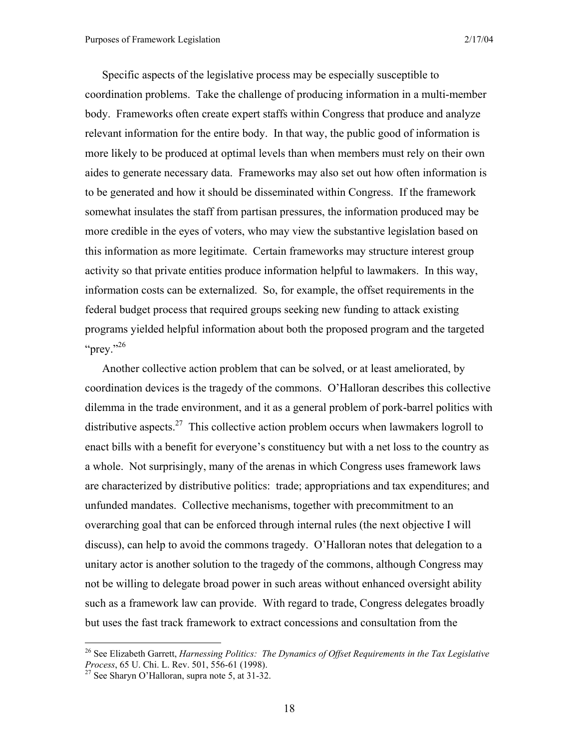Specific aspects of the legislative process may be especially susceptible to coordination problems. Take the challenge of producing information in a multi-member body. Frameworks often create expert staffs within Congress that produce and analyze relevant information for the entire body. In that way, the public good of information is more likely to be produced at optimal levels than when members must rely on their own aides to generate necessary data. Frameworks may also set out how often information is to be generated and how it should be disseminated within Congress. If the framework somewhat insulates the staff from partisan pressures, the information produced may be more credible in the eyes of voters, who may view the substantive legislation based on this information as more legitimate. Certain frameworks may structure interest group activity so that private entities produce information helpful to lawmakers. In this way, information costs can be externalized. So, for example, the offset requirements in the federal budget process that required groups seeking new funding to attack existing programs yielded helpful information about both the proposed program and the targeted "prey."[26]

Another collective action problem that can be solved, or at least ameliorated, by coordination devices is the tragedy of the commons. O'Halloran describes this collective dilemma in the trade environment, and it as a general problem of pork-barrel politics with distributive aspects.[27] This collective action problem occurs when lawmakers logroll to enact bills with a benefit for everyone's constituency but with a net loss to the country as a whole. Not surprisingly, many of the arenas in which Congress uses framework laws are characterized by distributive politics: trade; appropriations and tax expenditures; and unfunded mandates. Collective mechanisms, together with precommitment to an overarching goal that can be enforced through internal rules (the next objective I will discuss), can help to avoid the commons tragedy. O'Halloran notes that delegation to a unitary actor is another solution to the tragedy of the commons, although Congress may not be willing to delegate broad power in such areas without enhanced oversight ability such as a framework law can provide. With regard to trade, Congress delegates broadly but uses the fast track framework to extract concessions and consultation from the

---

[26] See Elizabeth Garrett, *Harnessing Politics: The Dynamics of Offset Requirements in the Tax Legislative Process*, 65 U. Chi. L. Rev. 501, 556-61 (1998).

[27] See Sharyn O'Halloran, supra note 5, at 31-32.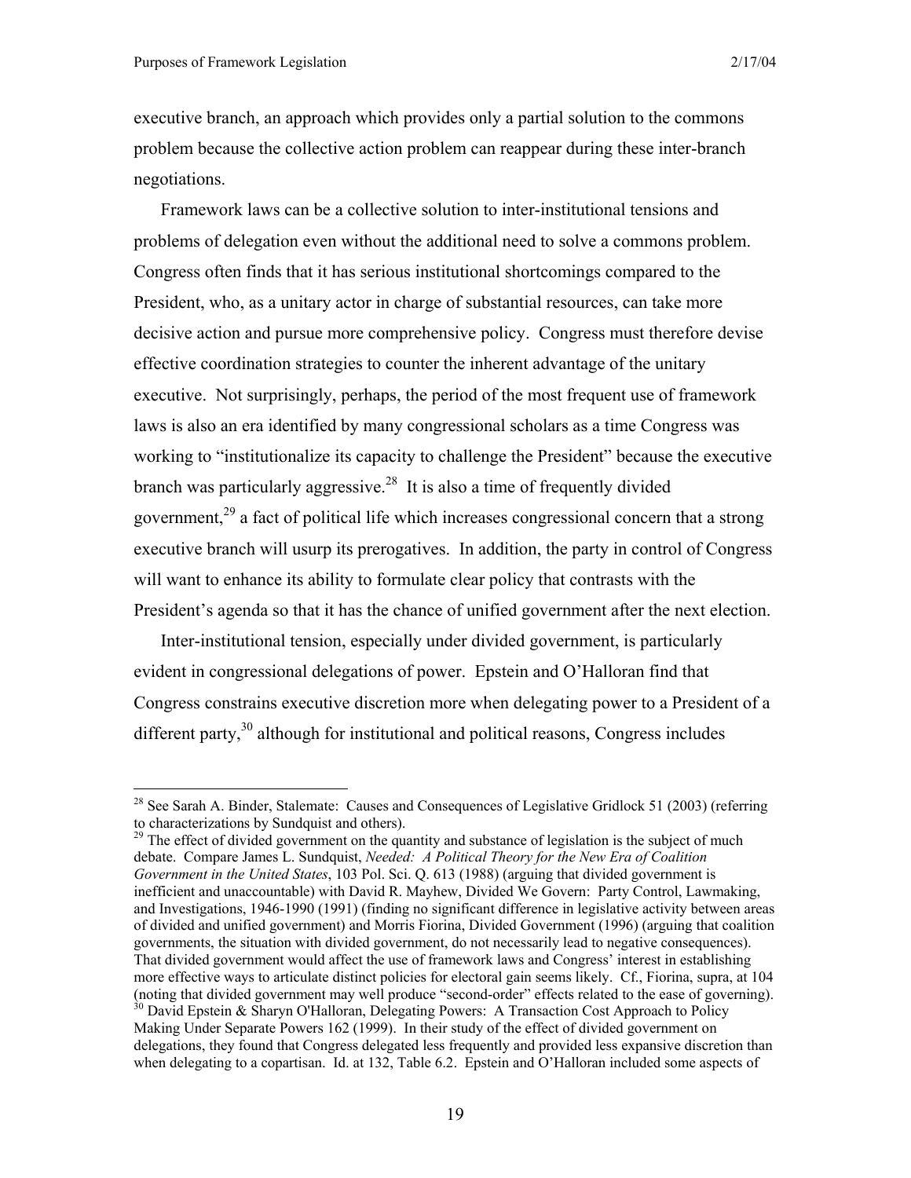executive branch, an approach which provides only a partial solution to the commons problem because the collective action problem can reappear during these inter-branch negotiations.

Framework laws can be a collective solution to inter-institutional tensions and problems of delegation even without the additional need to solve a commons problem. Congress often finds that it has serious institutional shortcomings compared to the President, who, as a unitary actor in charge of substantial resources, can take more decisive action and pursue more comprehensive policy. Congress must therefore devise effective coordination strategies to counter the inherent advantage of the unitary executive. Not surprisingly, perhaps, the period of the most frequent use of framework laws is also an era identified by many congressional scholars as a time Congress was working to "institutionalize its capacity to challenge the President" because the executive branch was particularly aggressive.[28] It is also a time of frequently divided government,[29] a fact of political life which increases congressional concern that a strong executive branch will usurp its prerogatives. In addition, the party in control of Congress will want to enhance its ability to formulate clear policy that contrasts with the President's agenda so that it has the chance of unified government after the next election.

Inter-institutional tension, especially under divided government, is particularly evident in congressional delegations of power. Epstein and O'Halloran find that Congress constrains executive discretion more when delegating power to a President of a different party,[30] although for institutional and political reasons, Congress includes

---

[28] See Sarah A. Binder, Stalemate: Causes and Consequences of Legislative Gridlock 51 (2003) (referring to characterizations by Sundquist and others).

[29] The effect of divided government on the quantity and substance of legislation is the subject of much debate. Compare James L. Sundquist, *Needed: A Political Theory for the New Era of Coalition Government in the United States*, 103 Pol. Sci. Q. 613 (1988) (arguing that divided government is inefficient and unaccountable) with David R. Mayhew, Divided We Govern: Party Control, Lawmaking, and Investigations, 1946-1990 (1991) (finding no significant difference in legislative activity between areas of divided and unified government) and Morris Fiorina, Divided Government (1996) (arguing that coalition governments, the situation with divided government, do not necessarily lead to negative consequences). That divided government would affect the use of framework laws and Congress' interest in establishing more effective ways to articulate distinct policies for electoral gain seems likely. Cf., Fiorina, supra, at 104 (noting that divided government may well produce "second-order" effects related to the ease of governing).

[30] David Epstein & Sharyn O'Halloran, Delegating Powers: A Transaction Cost Approach to Policy Making Under Separate Powers 162 (1999). In their study of the effect of divided government on delegations, they found that Congress delegated less frequently and provided less expansive discretion than when delegating to a copartisan. Id. at 132, Table 6.2. Epstein and O'Halloran included some aspects of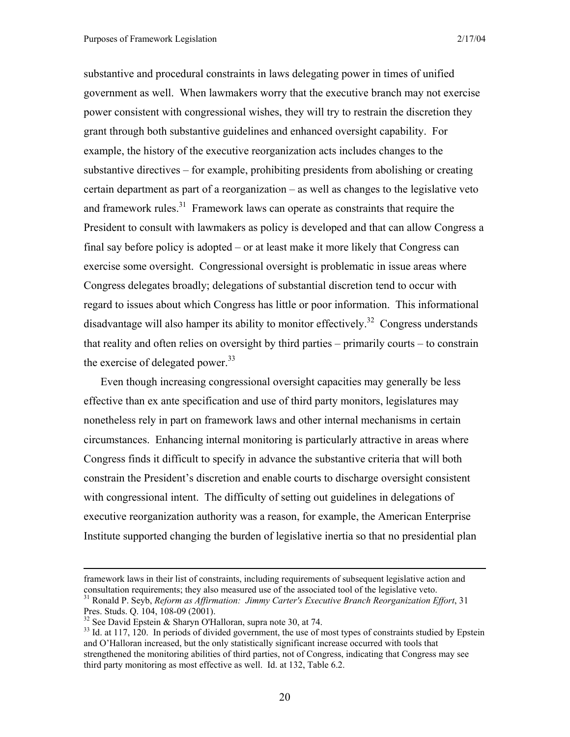substantive and procedural constraints in laws delegating power in times of unified government as well. When lawmakers worry that the executive branch may not exercise power consistent with congressional wishes, they will try to restrain the discretion they grant through both substantive guidelines and enhanced oversight capability. For example, the history of the executive reorganization acts includes changes to the substantive directives – for example, prohibiting presidents from abolishing or creating certain department as part of a reorganization – as well as changes to the legislative veto and framework rules.[31] Framework laws can operate as constraints that require the President to consult with lawmakers as policy is developed and that can allow Congress a final say before policy is adopted – or at least make it more likely that Congress can exercise some oversight. Congressional oversight is problematic in issue areas where Congress delegates broadly; delegations of substantial discretion tend to occur with regard to issues about which Congress has little or poor information. This informational disadvantage will also hamper its ability to monitor effectively.[32] Congress understands that reality and often relies on oversight by third parties – primarily courts – to constrain the exercise of delegated power.[33]

Even though increasing congressional oversight capacities may generally be less effective than ex ante specification and use of third party monitors, legislatures may nonetheless rely in part on framework laws and other internal mechanisms in certain circumstances. Enhancing internal monitoring is particularly attractive in areas where Congress finds it difficult to specify in advance the substantive criteria that will both constrain the President's discretion and enable courts to discharge oversight consistent with congressional intent. The difficulty of setting out guidelines in delegations of executive reorganization authority was a reason, for example, the American Enterprise Institute supported changing the burden of legislative inertia so that no presidential plan

---

framework laws in their list of constraints, including requirements of subsequent legislative action and consultation requirements; they also measured use of the associated tool of the legislative veto.

[31] Ronald P. Seyb, *Reform as Affirmation: Jimmy Carter's Executive Branch Reorganization Effort*, 31 Pres. Studs. Q. 104, 108-09 (2001).

[32] See David Epstein & Sharyn O'Halloran, supra note 30, at 74.

[33] Id. at 117, 120. In periods of divided government, the use of most types of constraints studied by Epstein and O'Halloran increased, but the only statistically significant increase occurred with tools that strengthened the monitoring abilities of third parties, not of Congress, indicating that Congress may see third party monitoring as most effective as well. Id. at 132, Table 6.2.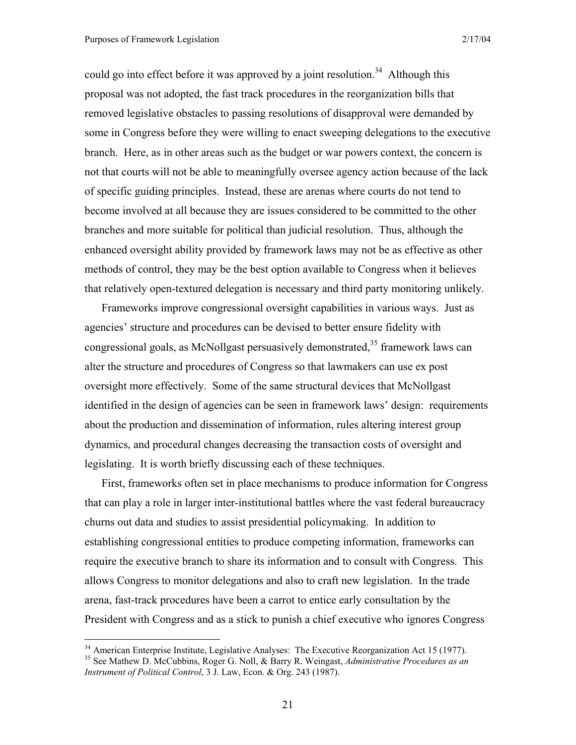could go into effect before it was approved by a joint resolution.[34] Although this proposal was not adopted, the fast track procedures in the reorganization bills that removed legislative obstacles to passing resolutions of disapproval were demanded by some in Congress before they were willing to enact sweeping delegations to the executive branch. Here, as in other areas such as the budget or war powers context, the concern is not that courts will not be able to meaningfully oversee agency action because of the lack of specific guiding principles. Instead, these are arenas where courts do not tend to become involved at all because they are issues considered to be committed to the other branches and more suitable for political than judicial resolution. Thus, although the enhanced oversight ability provided by framework laws may not be as effective as other methods of control, they may be the best option available to Congress when it believes that relatively open-textured delegation is necessary and third party monitoring unlikely.

Frameworks improve congressional oversight capabilities in various ways. Just as agencies' structure and procedures can be devised to better ensure fidelity with congressional goals, as McNollgast persuasively demonstrated,[35] framework laws can alter the structure and procedures of Congress so that lawmakers can use ex post oversight more effectively. Some of the same structural devices that McNollgast identified in the design of agencies can be seen in framework laws' design: requirements about the production and dissemination of information, rules altering interest group dynamics, and procedural changes decreasing the transaction costs of oversight and legislating. It is worth briefly discussing each of these techniques.

First, frameworks often set in place mechanisms to produce information for Congress that can play a role in larger inter-institutional battles where the vast federal bureaucracy churns out data and studies to assist presidential policymaking. In addition to establishing congressional entities to produce competing information, frameworks can require the executive branch to share its information and to consult with Congress. This allows Congress to monitor delegations and also to craft new legislation. In the trade arena, fast-track procedures have been a carrot to entice early consultation by the President with Congress and as a stick to punish a chief executive who ignores Congress

---

[34] American Enterprise Institute, Legislative Analyses: The Executive Reorganization Act 15 (1977).

[35] See Mathew D. McCubbins, Roger G. Noll, & Barry R. Weingast, *Administrative Procedures as an Instrument of Political Control*, 3 J. Law, Econ. & Org. 243 (1987).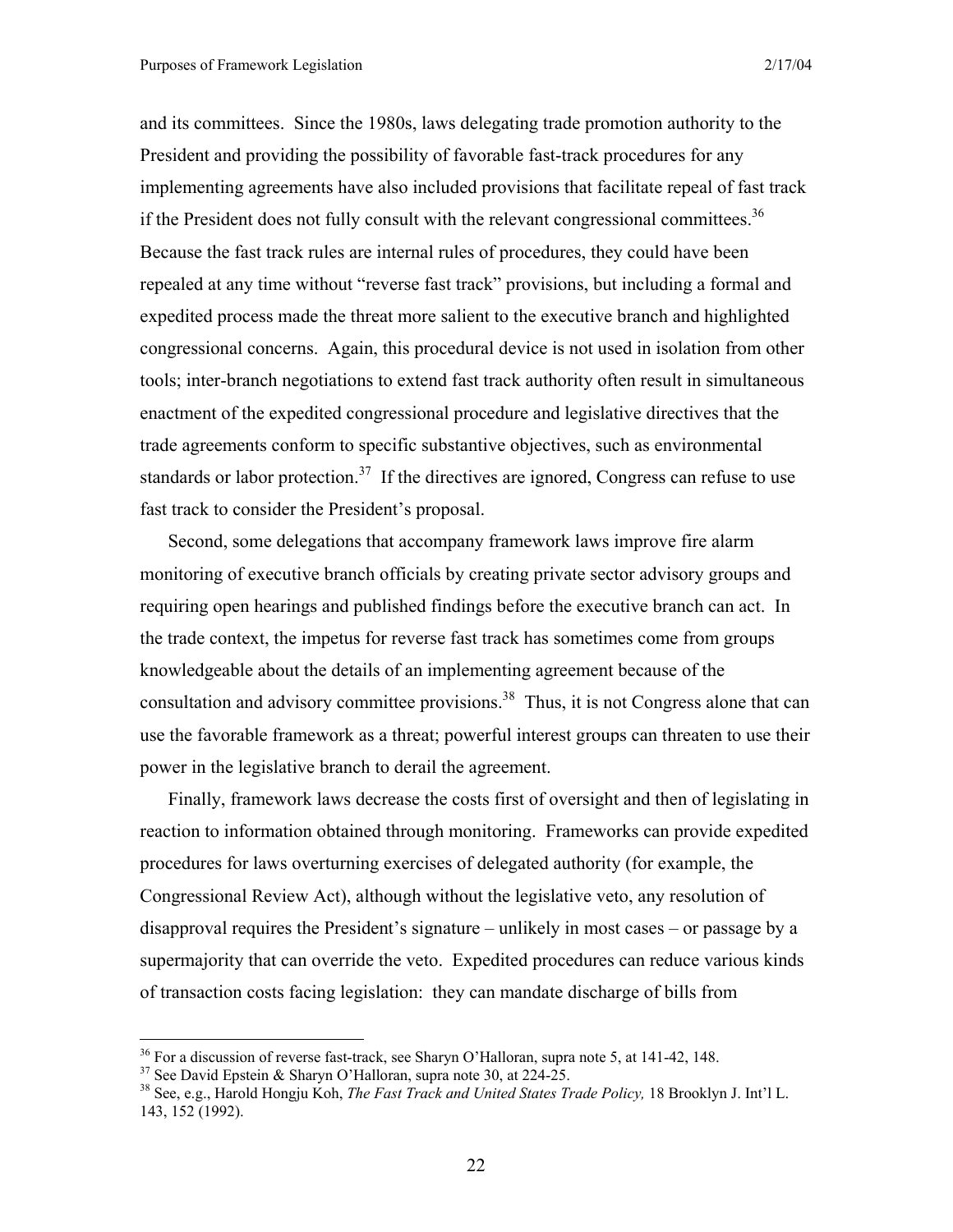and its committees. Since the 1980s, laws delegating trade promotion authority to the President and providing the possibility of favorable fast-track procedures for any implementing agreements have also included provisions that facilitate repeal of fast track if the President does not fully consult with the relevant congressional committees.[36] Because the fast track rules are internal rules of procedures, they could have been repealed at any time without "reverse fast track" provisions, but including a formal and expedited process made the threat more salient to the executive branch and highlighted congressional concerns. Again, this procedural device is not used in isolation from other tools; inter-branch negotiations to extend fast track authority often result in simultaneous enactment of the expedited congressional procedure and legislative directives that the trade agreements conform to specific substantive objectives, such as environmental standards or labor protection.[37] If the directives are ignored, Congress can refuse to use fast track to consider the President's proposal.

Second, some delegations that accompany framework laws improve fire alarm monitoring of executive branch officials by creating private sector advisory groups and requiring open hearings and published findings before the executive branch can act. In the trade context, the impetus for reverse fast track has sometimes come from groups knowledgeable about the details of an implementing agreement because of the consultation and advisory committee provisions.[38] Thus, it is not Congress alone that can use the favorable framework as a threat; powerful interest groups can threaten to use their power in the legislative branch to derail the agreement.

Finally, framework laws decrease the costs first of oversight and then of legislating in reaction to information obtained through monitoring. Frameworks can provide expedited procedures for laws overturning exercises of delegated authority (for example, the Congressional Review Act), although without the legislative veto, any resolution of disapproval requires the President's signature – unlikely in most cases – or passage by a supermajority that can override the veto. Expedited procedures can reduce various kinds of transaction costs facing legislation: they can mandate discharge of bills from

---

[36] For a discussion of reverse fast-track, see Sharyn O'Halloran, supra note 5, at 141-42, 148.

[37] See David Epstein & Sharyn O'Halloran, supra note 30, at 224-25.

[38] See, e.g., Harold Hongju Koh, *The Fast Track and United States Trade Policy,* 18 Brooklyn J. Int'l L. 143, 152 (1992).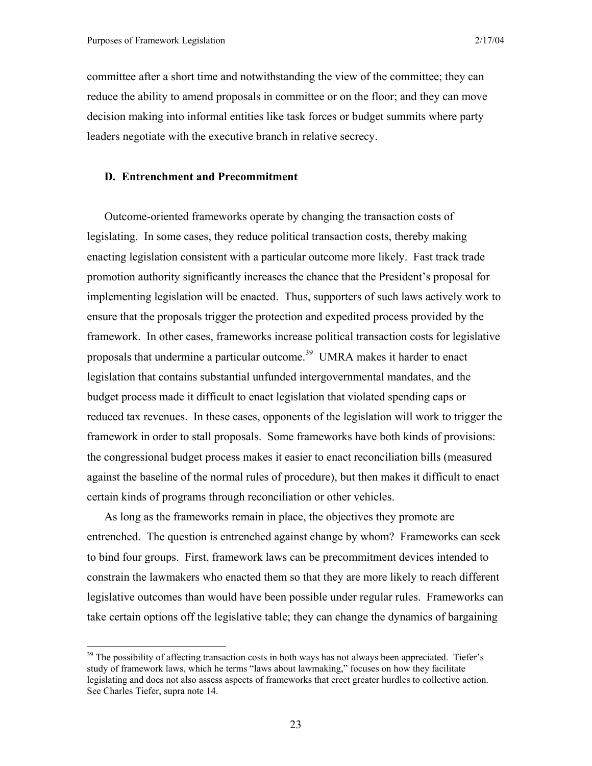committee after a short time and notwithstanding the view of the committee; they can reduce the ability to amend proposals in committee or on the floor; and they can move decision making into informal entities like task forces or budget summits where party leaders negotiate with the executive branch in relative secrecy.

### D. Entrenchment and Precommitment

Outcome-oriented frameworks operate by changing the transaction costs of legislating. In some cases, they reduce political transaction costs, thereby making enacting legislation consistent with a particular outcome more likely. Fast track trade promotion authority significantly increases the chance that the President's proposal for implementing legislation will be enacted. Thus, supporters of such laws actively work to ensure that the proposals trigger the protection and expedited process provided by the framework. In other cases, frameworks increase political transaction costs for legislative proposals that undermine a particular outcome.[39] UMRA makes it harder to enact legislation that contains substantial unfunded intergovernmental mandates, and the budget process made it difficult to enact legislation that violated spending caps or reduced tax revenues. In these cases, opponents of the legislation will work to trigger the framework in order to stall proposals. Some frameworks have both kinds of provisions: the congressional budget process makes it easier to enact reconciliation bills (measured against the baseline of the normal rules of procedure), but then makes it difficult to enact certain kinds of programs through reconciliation or other vehicles.

As long as the frameworks remain in place, the objectives they promote are entrenched. The question is entrenched against change by whom? Frameworks can seek to bind four groups. First, framework laws can be precommitment devices intended to constrain the lawmakers who enacted them so that they are more likely to reach different legislative outcomes than would have been possible under regular rules. Frameworks can take certain options off the legislative table; they can change the dynamics of bargaining

---

[39] The possibility of affecting transaction costs in both ways has not always been appreciated. Tiefer's study of framework laws, which he terms "laws about lawmaking," focuses on how they facilitate legislating and does not also assess aspects of frameworks that erect greater hurdles to collective action. See Charles Tiefer, supra note 14.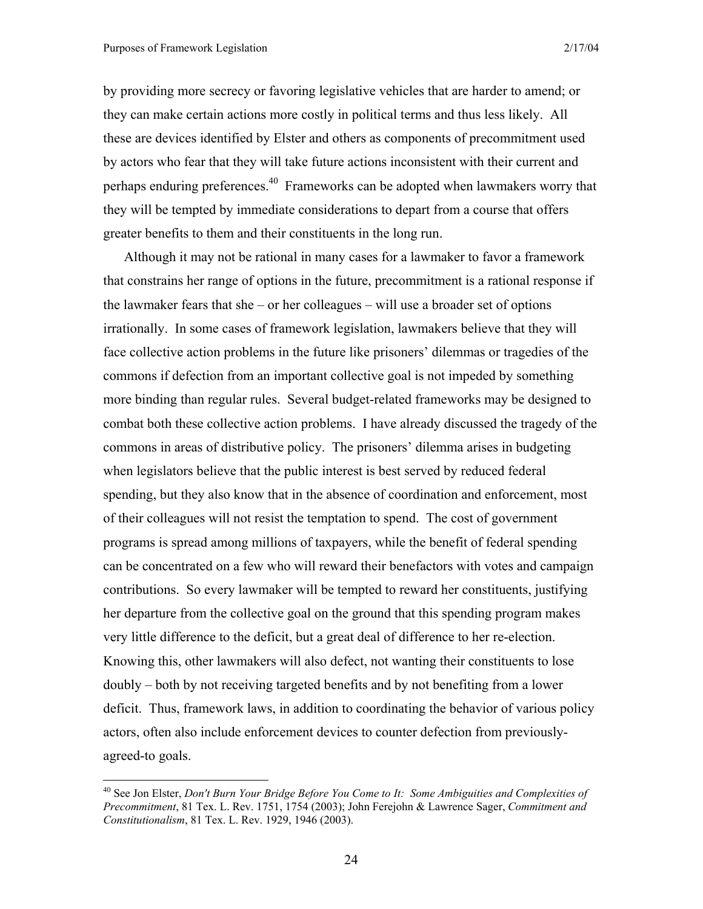by providing more secrecy or favoring legislative vehicles that are harder to amend; or they can make certain actions more costly in political terms and thus less likely. All these are devices identified by Elster and others as components of precommitment used by actors who fear that they will take future actions inconsistent with their current and perhaps enduring preferences.[40] Frameworks can be adopted when lawmakers worry that they will be tempted by immediate considerations to depart from a course that offers greater benefits to them and their constituents in the long run.

Although it may not be rational in many cases for a lawmaker to favor a framework that constrains her range of options in the future, precommitment is a rational response if the lawmaker fears that she – or her colleagues – will use a broader set of options irrationally. In some cases of framework legislation, lawmakers believe that they will face collective action problems in the future like prisoners' dilemmas or tragedies of the commons if defection from an important collective goal is not impeded by something more binding than regular rules. Several budget-related frameworks may be designed to combat both these collective action problems. I have already discussed the tragedy of the commons in areas of distributive policy. The prisoners' dilemma arises in budgeting when legislators believe that the public interest is best served by reduced federal spending, but they also know that in the absence of coordination and enforcement, most of their colleagues will not resist the temptation to spend. The cost of government programs is spread among millions of taxpayers, while the benefit of federal spending can be concentrated on a few who will reward their benefactors with votes and campaign contributions. So every lawmaker will be tempted to reward her constituents, justifying her departure from the collective goal on the ground that this spending program makes very little difference to the deficit, but a great deal of difference to her re-election. Knowing this, other lawmakers will also defect, not wanting their constituents to lose doubly – both by not receiving targeted benefits and by not benefiting from a lower deficit. Thus, framework laws, in addition to coordinating the behavior of various policy actors, often also include enforcement devices to counter defection from previously-agreed-to goals.

---

[40] See Jon Elster, *Don't Burn Your Bridge Before You Come to It: Some Ambiguities and Complexities of Precommitment*, 81 Tex. L. Rev. 1751, 1754 (2003); John Ferejohn & Lawrence Sager, *Commitment and Constitutionalism*, 81 Tex. L. Rev. 1929, 1946 (2003).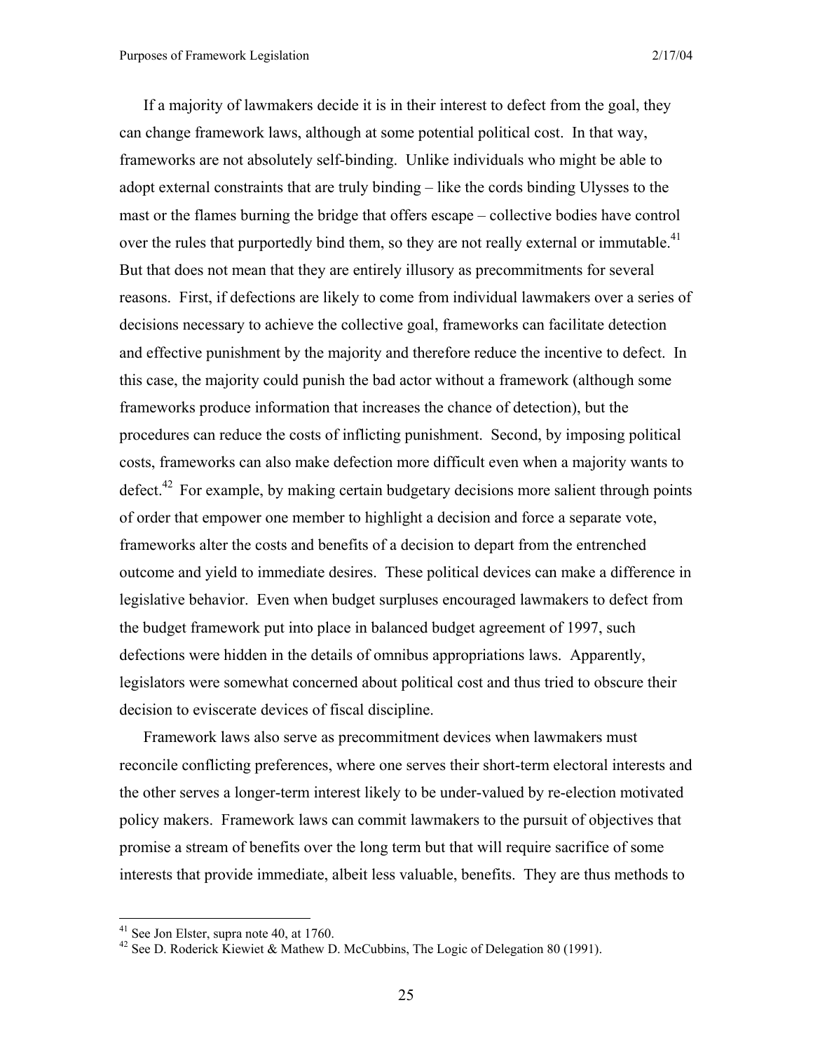If a majority of lawmakers decide it is in their interest to defect from the goal, they can change framework laws, although at some potential political cost. In that way, frameworks are not absolutely self-binding. Unlike individuals who might be able to adopt external constraints that are truly binding – like the cords binding Ulysses to the mast or the flames burning the bridge that offers escape – collective bodies have control over the rules that purportedly bind them, so they are not really external or immutable.[41] But that does not mean that they are entirely illusory as precommitments for several reasons. First, if defections are likely to come from individual lawmakers over a series of decisions necessary to achieve the collective goal, frameworks can facilitate detection and effective punishment by the majority and therefore reduce the incentive to defect. In this case, the majority could punish the bad actor without a framework (although some frameworks produce information that increases the chance of detection), but the procedures can reduce the costs of inflicting punishment. Second, by imposing political costs, frameworks can also make defection more difficult even when a majority wants to defect.[42] For example, by making certain budgetary decisions more salient through points of order that empower one member to highlight a decision and force a separate vote, frameworks alter the costs and benefits of a decision to depart from the entrenched outcome and yield to immediate desires. These political devices can make a difference in legislative behavior. Even when budget surpluses encouraged lawmakers to defect from the budget framework put into place in balanced budget agreement of 1997, such defections were hidden in the details of omnibus appropriations laws. Apparently, legislators were somewhat concerned about political cost and thus tried to obscure their decision to eviscerate devices of fiscal discipline.

Framework laws also serve as precommitment devices when lawmakers must reconcile conflicting preferences, where one serves their short-term electoral interests and the other serves a longer-term interest likely to be under-valued by re-election motivated policy makers. Framework laws can commit lawmakers to the pursuit of objectives that promise a stream of benefits over the long term but that will require sacrifice of some interests that provide immediate, albeit less valuable, benefits. They are thus methods to

---

[41] See Jon Elster, supra note 40, at 1760.

[42] See D. Roderick Kiewiet & Mathew D. McCubbins, The Logic of Delegation 80 (1991).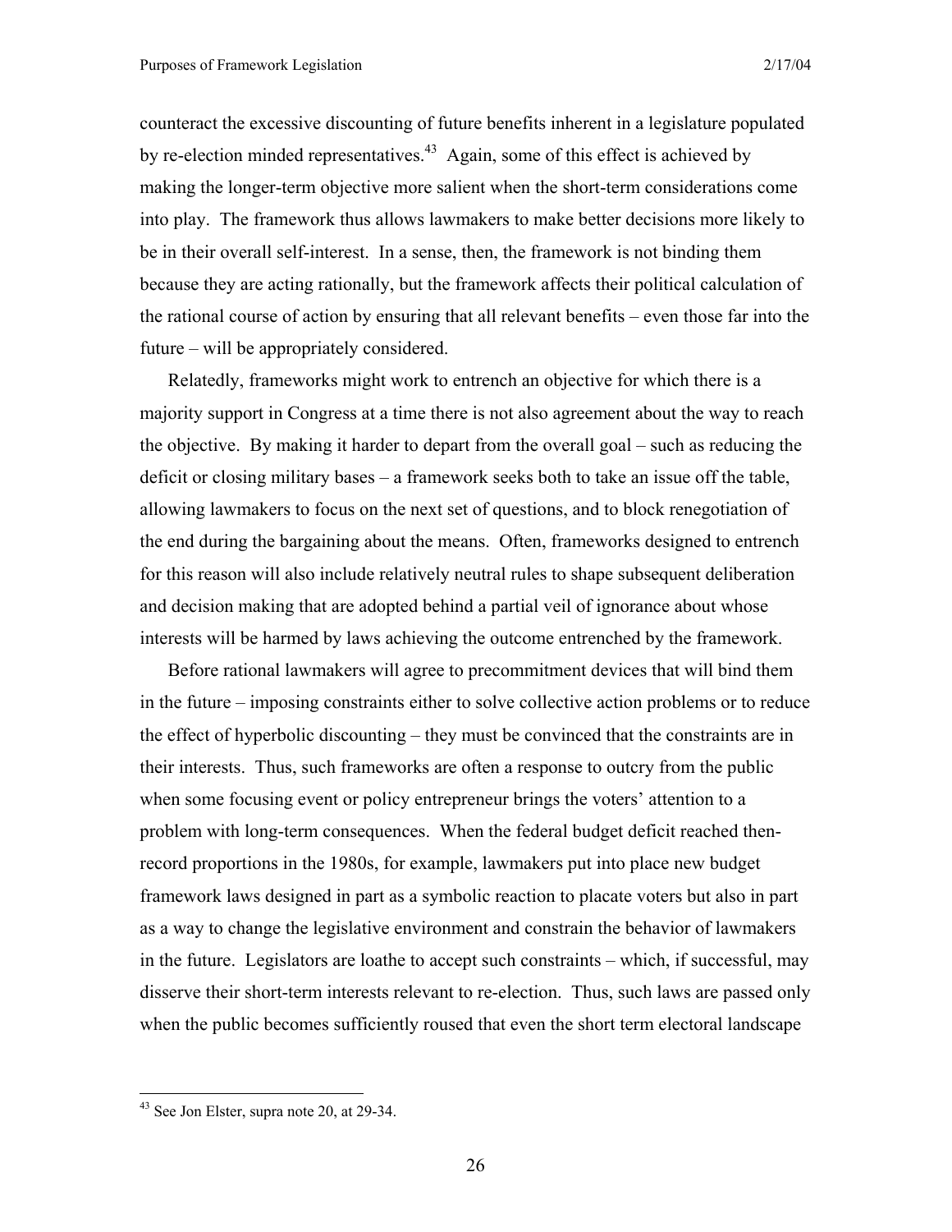counteract the excessive discounting of future benefits inherent in a legislature populated by re-election minded representatives.[43] Again, some of this effect is achieved by making the longer-term objective more salient when the short-term considerations come into play. The framework thus allows lawmakers to make better decisions more likely to be in their overall self-interest. In a sense, then, the framework is not binding them because they are acting rationally, but the framework affects their political calculation of the rational course of action by ensuring that all relevant benefits – even those far into the future – will be appropriately considered.

Relatedly, frameworks might work to entrench an objective for which there is a majority support in Congress at a time there is not also agreement about the way to reach the objective. By making it harder to depart from the overall goal – such as reducing the deficit or closing military bases – a framework seeks both to take an issue off the table, allowing lawmakers to focus on the next set of questions, and to block renegotiation of the end during the bargaining about the means. Often, frameworks designed to entrench for this reason will also include relatively neutral rules to shape subsequent deliberation and decision making that are adopted behind a partial veil of ignorance about whose interests will be harmed by laws achieving the outcome entrenched by the framework.

Before rational lawmakers will agree to precommitment devices that will bind them in the future – imposing constraints either to solve collective action problems or to reduce the effect of hyperbolic discounting – they must be convinced that the constraints are in their interests. Thus, such frameworks are often a response to outcry from the public when some focusing event or policy entrepreneur brings the voters' attention to a problem with long-term consequences. When the federal budget deficit reached then-record proportions in the 1980s, for example, lawmakers put into place new budget framework laws designed in part as a symbolic reaction to placate voters but also in part as a way to change the legislative environment and constrain the behavior of lawmakers in the future. Legislators are loathe to accept such constraints – which, if successful, may disserve their short-term interests relevant to re-election. Thus, such laws are passed only when the public becomes sufficiently roused that even the short term electoral landscape

[43] See Jon Elster, supra note 20, at 29-34.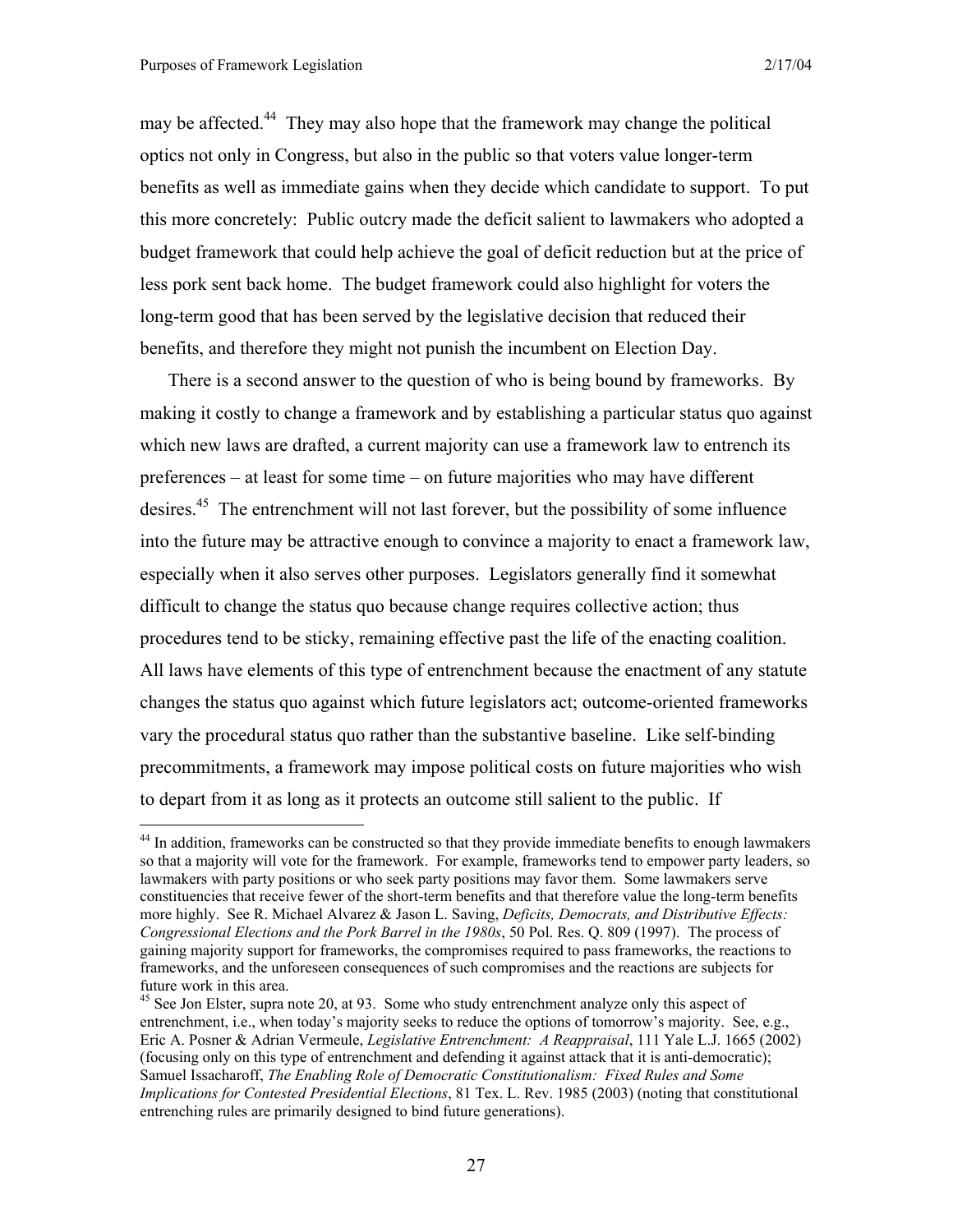may be affected.[44] They may also hope that the framework may change the political optics not only in Congress, but also in the public so that voters value longer-term benefits as well as immediate gains when they decide which candidate to support. To put this more concretely: Public outcry made the deficit salient to lawmakers who adopted a budget framework that could help achieve the goal of deficit reduction but at the price of less pork sent back home. The budget framework could also highlight for voters the long-term good that has been served by the legislative decision that reduced their benefits, and therefore they might not punish the incumbent on Election Day.

There is a second answer to the question of who is being bound by frameworks. By making it costly to change a framework and by establishing a particular status quo against which new laws are drafted, a current majority can use a framework law to entrench its preferences – at least for some time – on future majorities who may have different desires.[45] The entrenchment will not last forever, but the possibility of some influence into the future may be attractive enough to convince a majority to enact a framework law, especially when it also serves other purposes. Legislators generally find it somewhat difficult to change the status quo because change requires collective action; thus procedures tend to be sticky, remaining effective past the life of the enacting coalition. All laws have elements of this type of entrenchment because the enactment of any statute changes the status quo against which future legislators act; outcome-oriented frameworks vary the procedural status quo rather than the substantive baseline. Like self-binding precommitments, a framework may impose political costs on future majorities who wish to depart from it as long as it protects an outcome still salient to the public. If

---

[44] In addition, frameworks can be constructed so that they provide immediate benefits to enough lawmakers so that a majority will vote for the framework. For example, frameworks tend to empower party leaders, so lawmakers with party positions or who seek party positions may favor them. Some lawmakers serve constituencies that receive fewer of the short-term benefits and that therefore value the long-term benefits more highly. See R. Michael Alvarez & Jason L. Saving, *Deficits, Democrats, and Distributive Effects: Congressional Elections and the Pork Barrel in the 1980s*, 50 Pol. Res. Q. 809 (1997). The process of gaining majority support for frameworks, the compromises required to pass frameworks, the reactions to frameworks, and the unforeseen consequences of such compromises and the reactions are subjects for future work in this area.

[45] See Jon Elster, supra note 20, at 93. Some who study entrenchment analyze only this aspect of entrenchment, i.e., when today's majority seeks to reduce the options of tomorrow's majority. See, e.g., Eric A. Posner & Adrian Vermeule, *Legislative Entrenchment: A Reappraisal*, 111 Yale L.J. 1665 (2002) (focusing only on this type of entrenchment and defending it against attack that it is anti-democratic); Samuel Issacharoff, *The Enabling Role of Democratic Constitutionalism: Fixed Rules and Some Implications for Contested Presidential Elections*, 81 Tex. L. Rev. 1985 (2003) (noting that constitutional entrenching rules are primarily designed to bind future generations).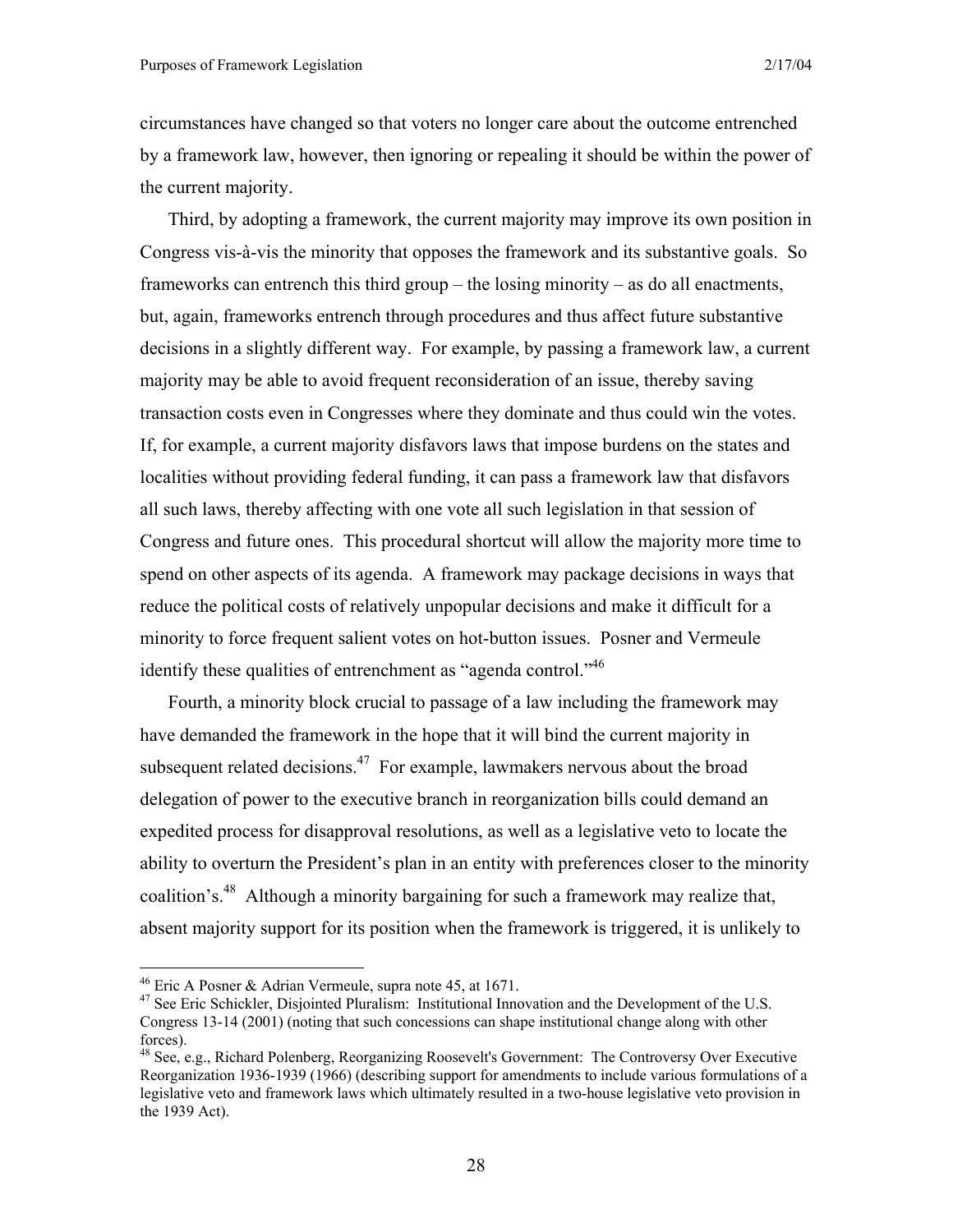circumstances have changed so that voters no longer care about the outcome entrenched by a framework law, however, then ignoring or repealing it should be within the power of the current majority.

Third, by adopting a framework, the current majority may improve its own position in Congress vis-à-vis the minority that opposes the framework and its substantive goals. So frameworks can entrench this third group – the losing minority – as do all enactments, but, again, frameworks entrench through procedures and thus affect future substantive decisions in a slightly different way. For example, by passing a framework law, a current majority may be able to avoid frequent reconsideration of an issue, thereby saving transaction costs even in Congresses where they dominate and thus could win the votes. If, for example, a current majority disfavors laws that impose burdens on the states and localities without providing federal funding, it can pass a framework law that disfavors all such laws, thereby affecting with one vote all such legislation in that session of Congress and future ones. This procedural shortcut will allow the majority more time to spend on other aspects of its agenda. A framework may package decisions in ways that reduce the political costs of relatively unpopular decisions and make it difficult for a minority to force frequent salient votes on hot-button issues. Posner and Vermeule identify these qualities of entrenchment as "agenda control."[46]

Fourth, a minority block crucial to passage of a law including the framework may have demanded the framework in the hope that it will bind the current majority in subsequent related decisions.[47] For example, lawmakers nervous about the broad delegation of power to the executive branch in reorganization bills could demand an expedited process for disapproval resolutions, as well as a legislative veto to locate the ability to overturn the President's plan in an entity with preferences closer to the minority coalition's.[48] Although a minority bargaining for such a framework may realize that, absent majority support for its position when the framework is triggered, it is unlikely to

---

[46] Eric A Posner & Adrian Vermeule, supra note 45, at 1671.

[47] See Eric Schickler, Disjointed Pluralism: Institutional Innovation and the Development of the U.S. Congress 13-14 (2001) (noting that such concessions can shape institutional change along with other forces).

[48] See, e.g., Richard Polenberg, Reorganizing Roosevelt's Government: The Controversy Over Executive Reorganization 1936-1939 (1966) (describing support for amendments to include various formulations of a legislative veto and framework laws which ultimately resulted in a two-house legislative veto provision in the 1939 Act).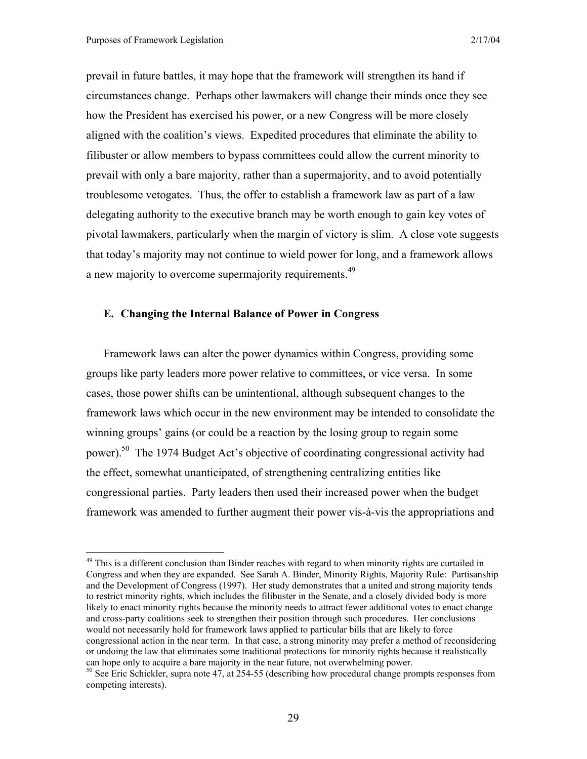prevail in future battles, it may hope that the framework will strengthen its hand if circumstances change. Perhaps other lawmakers will change their minds once they see how the President has exercised his power, or a new Congress will be more closely aligned with the coalition's views. Expedited procedures that eliminate the ability to filibuster or allow members to bypass committees could allow the current minority to prevail with only a bare majority, rather than a supermajority, and to avoid potentially troublesome vetogates. Thus, the offer to establish a framework law as part of a law delegating authority to the executive branch may be worth enough to gain key votes of pivotal lawmakers, particularly when the margin of victory is slim. A close vote suggests that today's majority may not continue to wield power for long, and a framework allows a new majority to overcome supermajority requirements.[49]

### E. Changing the Internal Balance of Power in Congress

Framework laws can alter the power dynamics within Congress, providing some groups like party leaders more power relative to committees, or vice versa. In some cases, those power shifts can be unintentional, although subsequent changes to the framework laws which occur in the new environment may be intended to consolidate the winning groups' gains (or could be a reaction by the losing group to regain some power).[50] The 1974 Budget Act's objective of coordinating congressional activity had the effect, somewhat unanticipated, of strengthening centralizing entities like congressional parties. Party leaders then used their increased power when the budget framework was amended to further augment their power vis-à-vis the appropriations and

---

[49] This is a different conclusion than Binder reaches with regard to when minority rights are curtailed in Congress and when they are expanded. See Sarah A. Binder, Minority Rights, Majority Rule: Partisanship and the Development of Congress (1997). Her study demonstrates that a united and strong majority tends to restrict minority rights, which includes the filibuster in the Senate, and a closely divided body is more likely to enact minority rights because the minority needs to attract fewer additional votes to enact change and cross-party coalitions seek to strengthen their position through such procedures. Her conclusions would not necessarily hold for framework laws applied to particular bills that are likely to force congressional action in the near term. In that case, a strong minority may prefer a method of reconsidering or undoing the law that eliminates some traditional protections for minority rights because it realistically can hope only to acquire a bare majority in the near future, not overwhelming power.

[50] See Eric Schickler, supra note 47, at 254-55 (describing how procedural change prompts responses from competing interests).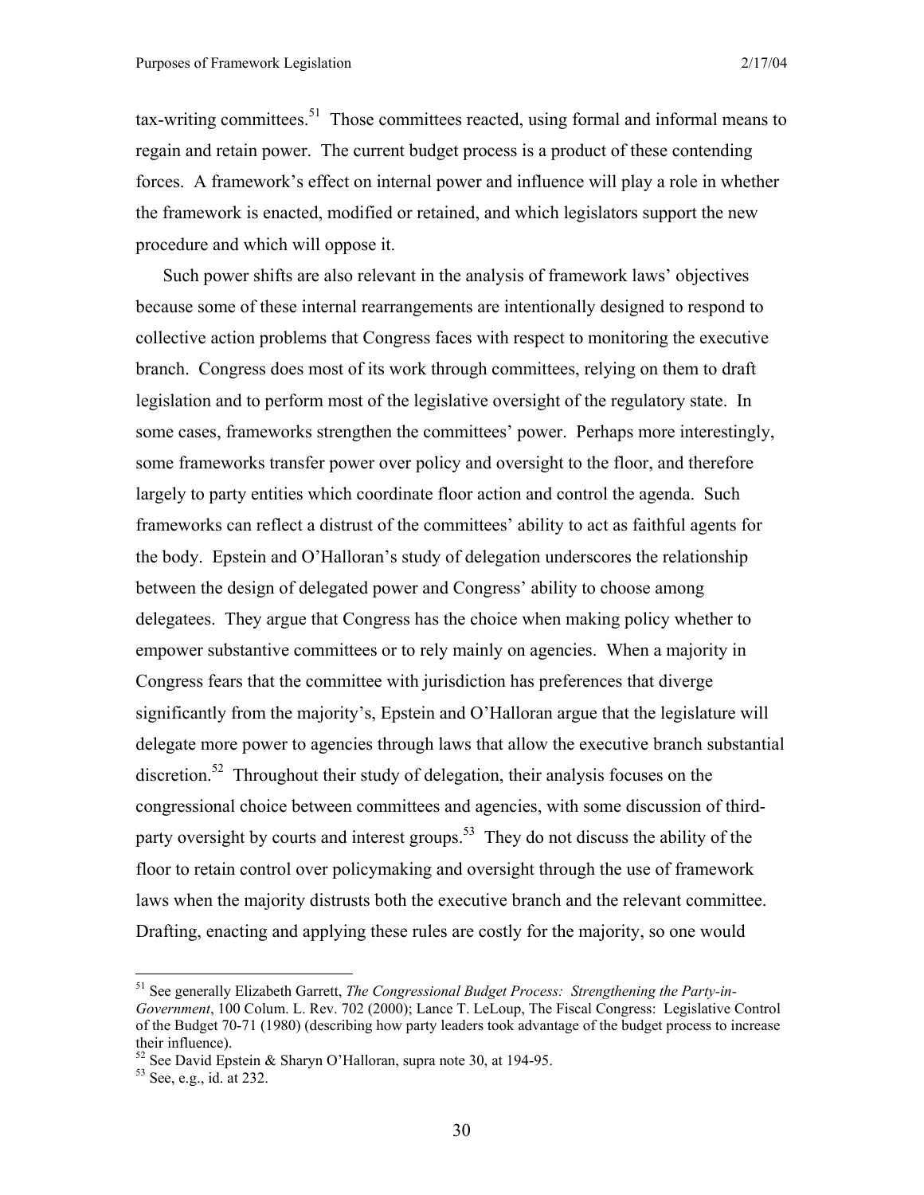tax-writing committees.[51] Those committees reacted, using formal and informal means to regain and retain power. The current budget process is a product of these contending forces. A framework's effect on internal power and influence will play a role in whether the framework is enacted, modified or retained, and which legislators support the new procedure and which will oppose it.

Such power shifts are also relevant in the analysis of framework laws' objectives because some of these internal rearrangements are intentionally designed to respond to collective action problems that Congress faces with respect to monitoring the executive branch. Congress does most of its work through committees, relying on them to draft legislation and to perform most of the legislative oversight of the regulatory state. In some cases, frameworks strengthen the committees' power. Perhaps more interestingly, some frameworks transfer power over policy and oversight to the floor, and therefore largely to party entities which coordinate floor action and control the agenda. Such frameworks can reflect a distrust of the committees' ability to act as faithful agents for the body. Epstein and O'Halloran's study of delegation underscores the relationship between the design of delegated power and Congress' ability to choose among delegatees. They argue that Congress has the choice when making policy whether to empower substantive committees or to rely mainly on agencies. When a majority in Congress fears that the committee with jurisdiction has preferences that diverge significantly from the majority's, Epstein and O'Halloran argue that the legislature will delegate more power to agencies through laws that allow the executive branch substantial discretion.[52] Throughout their study of delegation, their analysis focuses on the congressional choice between committees and agencies, with some discussion of third-party oversight by courts and interest groups.[53] They do not discuss the ability of the floor to retain control over policymaking and oversight through the use of framework laws when the majority distrusts both the executive branch and the relevant committee. Drafting, enacting and applying these rules are costly for the majority, so one would

---

[51] See generally Elizabeth Garrett, *The Congressional Budget Process: Strengthening the Party-in-Government*, 100 Colum. L. Rev. 702 (2000); Lance T. LeLoup, The Fiscal Congress: Legislative Control of the Budget 70-71 (1980) (describing how party leaders took advantage of the budget process to increase their influence).

[52] See David Epstein & Sharyn O'Halloran, supra note 30, at 194-95.

[53] See, e.g., id. at 232.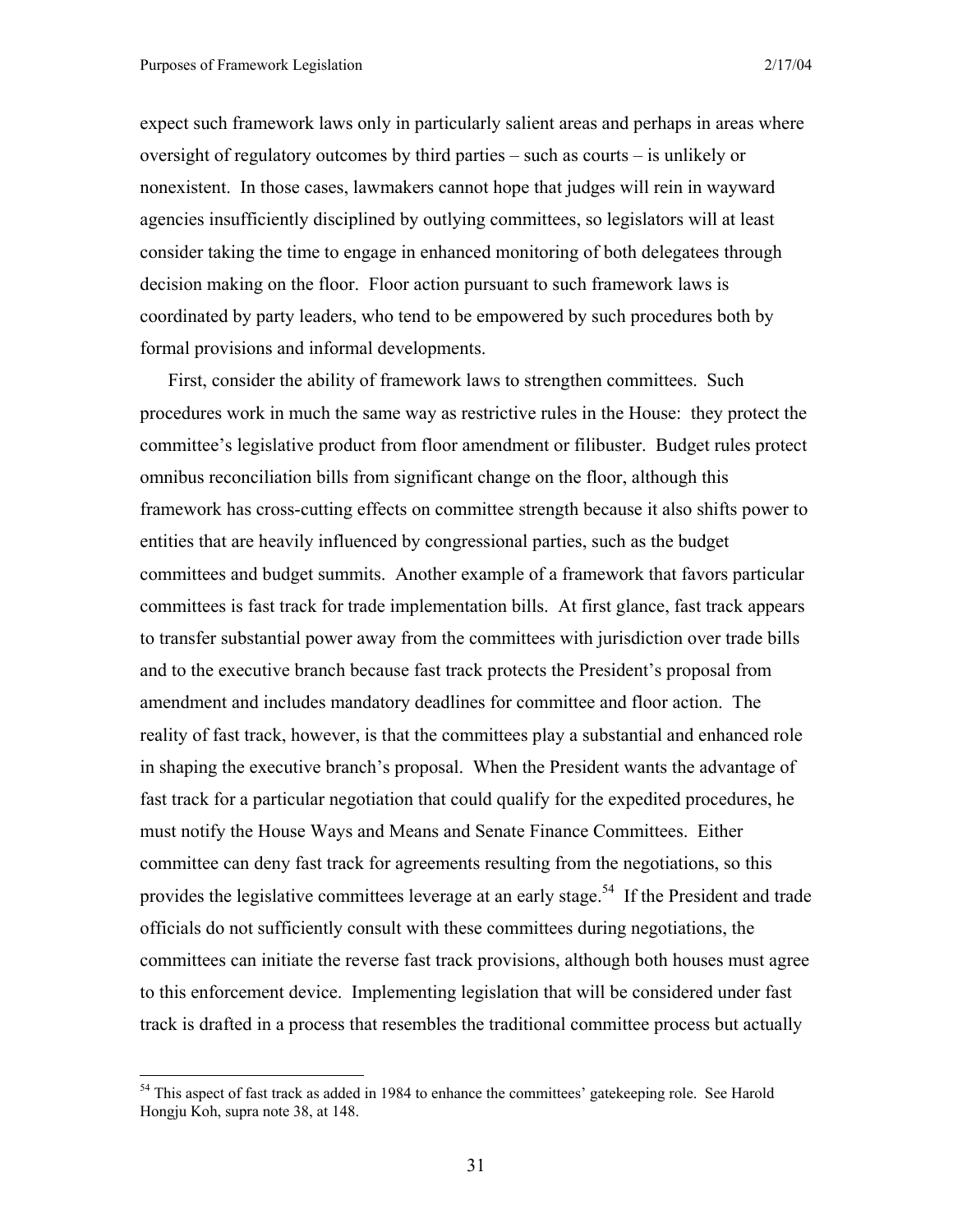expect such framework laws only in particularly salient areas and perhaps in areas where oversight of regulatory outcomes by third parties – such as courts – is unlikely or nonexistent. In those cases, lawmakers cannot hope that judges will rein in wayward agencies insufficiently disciplined by outlying committees, so legislators will at least consider taking the time to engage in enhanced monitoring of both delegatees through decision making on the floor. Floor action pursuant to such framework laws is coordinated by party leaders, who tend to be empowered by such procedures both by formal provisions and informal developments.

First, consider the ability of framework laws to strengthen committees. Such procedures work in much the same way as restrictive rules in the House: they protect the committee's legislative product from floor amendment or filibuster. Budget rules protect omnibus reconciliation bills from significant change on the floor, although this framework has cross-cutting effects on committee strength because it also shifts power to entities that are heavily influenced by congressional parties, such as the budget committees and budget summits. Another example of a framework that favors particular committees is fast track for trade implementation bills. At first glance, fast track appears to transfer substantial power away from the committees with jurisdiction over trade bills and to the executive branch because fast track protects the President's proposal from amendment and includes mandatory deadlines for committee and floor action. The reality of fast track, however, is that the committees play a substantial and enhanced role in shaping the executive branch's proposal. When the President wants the advantage of fast track for a particular negotiation that could qualify for the expedited procedures, he must notify the House Ways and Means and Senate Finance Committees. Either committee can deny fast track for agreements resulting from the negotiations, so this provides the legislative committees leverage at an early stage.[54] If the President and trade officials do not sufficiently consult with these committees during negotiations, the committees can initiate the reverse fast track provisions, although both houses must agree to this enforcement device. Implementing legislation that will be considered under fast track is drafted in a process that resembles the traditional committee process but actually

[54] This aspect of fast track as added in 1984 to enhance the committees' gatekeeping role. See Harold Hongju Koh, supra note 38, at 148.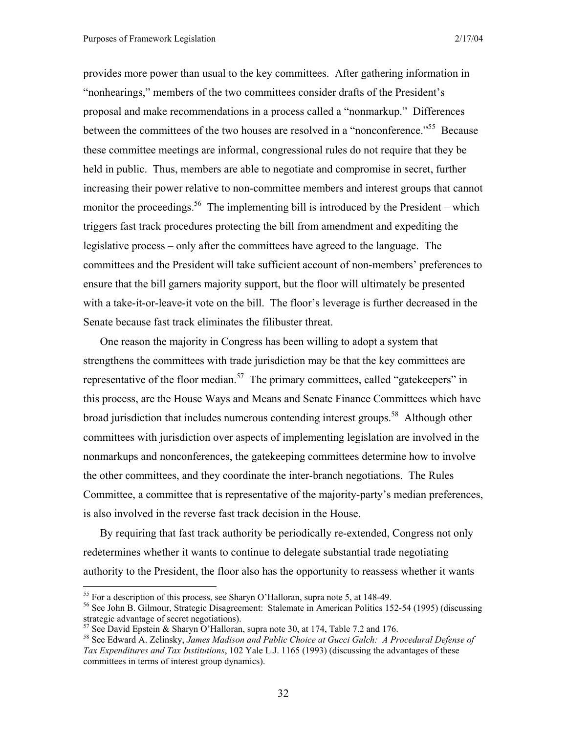provides more power than usual to the key committees. After gathering information in "nonhearings," members of the two committees consider drafts of the President's proposal and make recommendations in a process called a "nonmarkup." Differences between the committees of the two houses are resolved in a "nonconference."[55] Because these committee meetings are informal, congressional rules do not require that they be held in public. Thus, members are able to negotiate and compromise in secret, further increasing their power relative to non-committee members and interest groups that cannot monitor the proceedings.[56] The implementing bill is introduced by the President – which triggers fast track procedures protecting the bill from amendment and expediting the legislative process – only after the committees have agreed to the language. The committees and the President will take sufficient account of non-members' preferences to ensure that the bill garners majority support, but the floor will ultimately be presented with a take-it-or-leave-it vote on the bill. The floor's leverage is further decreased in the Senate because fast track eliminates the filibuster threat.

One reason the majority in Congress has been willing to adopt a system that strengthens the committees with trade jurisdiction may be that the key committees are representative of the floor median.[57] The primary committees, called "gatekeepers" in this process, are the House Ways and Means and Senate Finance Committees which have broad jurisdiction that includes numerous contending interest groups.[58] Although other committees with jurisdiction over aspects of implementing legislation are involved in the nonmarkups and nonconferences, the gatekeeping committees determine how to involve the other committees, and they coordinate the inter-branch negotiations. The Rules Committee, a committee that is representative of the majority-party's median preferences, is also involved in the reverse fast track decision in the House.

By requiring that fast track authority be periodically re-extended, Congress not only redetermines whether it wants to continue to delegate substantial trade negotiating authority to the President, the floor also has the opportunity to reassess whether it wants

---

[55] For a description of this process, see Sharyn O'Halloran, supra note 5, at 148-49.

[56] See John B. Gilmour, Strategic Disagreement: Stalemate in American Politics 152-54 (1995) (discussing strategic advantage of secret negotiations).

[57] See David Epstein & Sharyn O'Halloran, supra note 30, at 174, Table 7.2 and 176.

[58] See Edward A. Zelinsky, *James Madison and Public Choice at Gucci Gulch: A Procedural Defense of Tax Expenditures and Tax Institutions*, 102 Yale L.J. 1165 (1993) (discussing the advantages of these committees in terms of interest group dynamics).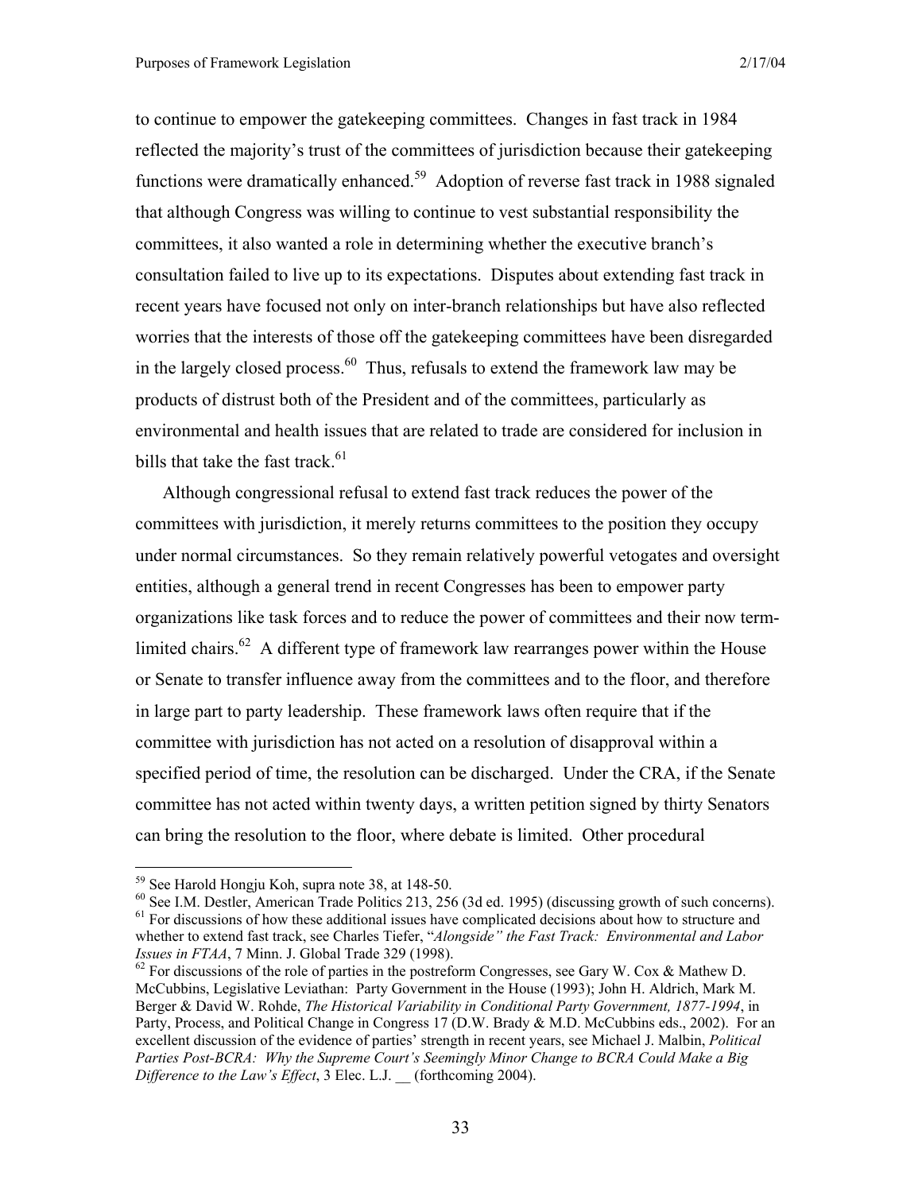to continue to empower the gatekeeping committees. Changes in fast track in 1984 reflected the majority's trust of the committees of jurisdiction because their gatekeeping functions were dramatically enhanced.[59] Adoption of reverse fast track in 1988 signaled that although Congress was willing to continue to vest substantial responsibility the committees, it also wanted a role in determining whether the executive branch's consultation failed to live up to its expectations. Disputes about extending fast track in recent years have focused not only on inter-branch relationships but have also reflected worries that the interests of those off the gatekeeping committees have been disregarded in the largely closed process.[60] Thus, refusals to extend the framework law may be products of distrust both of the President and of the committees, particularly as environmental and health issues that are related to trade are considered for inclusion in bills that take the fast track.[61]

Although congressional refusal to extend fast track reduces the power of the committees with jurisdiction, it merely returns committees to the position they occupy under normal circumstances. So they remain relatively powerful vetogates and oversight entities, although a general trend in recent Congresses has been to empower party organizations like task forces and to reduce the power of committees and their now term-limited chairs.[62] A different type of framework law rearranges power within the House or Senate to transfer influence away from the committees and to the floor, and therefore in large part to party leadership. These framework laws often require that if the committee with jurisdiction has not acted on a resolution of disapproval within a specified period of time, the resolution can be discharged. Under the CRA, if the Senate committee has not acted within twenty days, a written petition signed by thirty Senators can bring the resolution to the floor, where debate is limited. Other procedural

---

[59] See Harold Hongju Koh, supra note 38, at 148-50.

[60] See I.M. Destler, American Trade Politics 213, 256 (3d ed. 1995) (discussing growth of such concerns).

[61] For discussions of how these additional issues have complicated decisions about how to structure and whether to extend fast track, see Charles Tiefer, "*Alongside" the Fast Track: Environmental and Labor Issues in FTAA*, 7 Minn. J. Global Trade 329 (1998).

[62] For discussions of the role of parties in the postreform Congresses, see Gary W. Cox & Mathew D. McCubbins, Legislative Leviathan: Party Government in the House (1993); John H. Aldrich, Mark M. Berger & David W. Rohde, *The Historical Variability in Conditional Party Government, 1877-1994*, in Party, Process, and Political Change in Congress 17 (D.W. Brady & M.D. McCubbins eds., 2002). For an excellent discussion of the evidence of parties' strength in recent years, see Michael J. Malbin, *Political Parties Post-BCRA: Why the Supreme Court's Seemingly Minor Change to BCRA Could Make a Big Difference to the Law's Effect*, 3 Elec. L.J. __ (forthcoming 2004).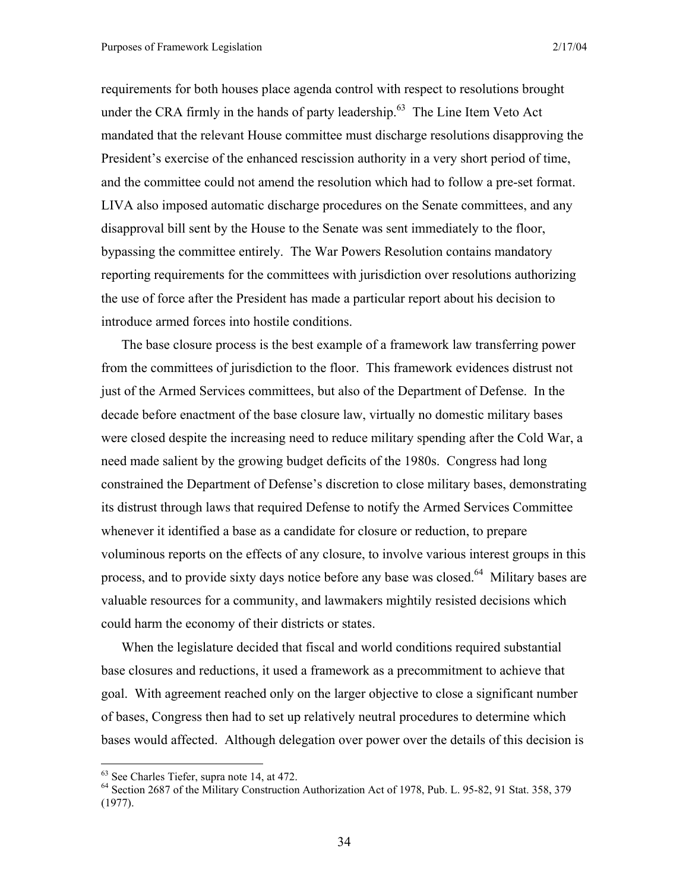requirements for both houses place agenda control with respect to resolutions brought under the CRA firmly in the hands of party leadership.[63] The Line Item Veto Act mandated that the relevant House committee must discharge resolutions disapproving the President's exercise of the enhanced rescission authority in a very short period of time, and the committee could not amend the resolution which had to follow a pre-set format. LIVA also imposed automatic discharge procedures on the Senate committees, and any disapproval bill sent by the House to the Senate was sent immediately to the floor, bypassing the committee entirely. The War Powers Resolution contains mandatory reporting requirements for the committees with jurisdiction over resolutions authorizing the use of force after the President has made a particular report about his decision to introduce armed forces into hostile conditions.

The base closure process is the best example of a framework law transferring power from the committees of jurisdiction to the floor. This framework evidences distrust not just of the Armed Services committees, but also of the Department of Defense. In the decade before enactment of the base closure law, virtually no domestic military bases were closed despite the increasing need to reduce military spending after the Cold War, a need made salient by the growing budget deficits of the 1980s. Congress had long constrained the Department of Defense's discretion to close military bases, demonstrating its distrust through laws that required Defense to notify the Armed Services Committee whenever it identified a base as a candidate for closure or reduction, to prepare voluminous reports on the effects of any closure, to involve various interest groups in this process, and to provide sixty days notice before any base was closed.[64] Military bases are valuable resources for a community, and lawmakers mightily resisted decisions which could harm the economy of their districts or states.

When the legislature decided that fiscal and world conditions required substantial base closures and reductions, it used a framework as a precommitment to achieve that goal. With agreement reached only on the larger objective to close a significant number of bases, Congress then had to set up relatively neutral procedures to determine which bases would affected. Although delegation over power over the details of this decision is

---

[63] See Charles Tiefer, supra note 14, at 472.

[64] Section 2687 of the Military Construction Authorization Act of 1978, Pub. L. 95-82, 91 Stat. 358, 379 (1977).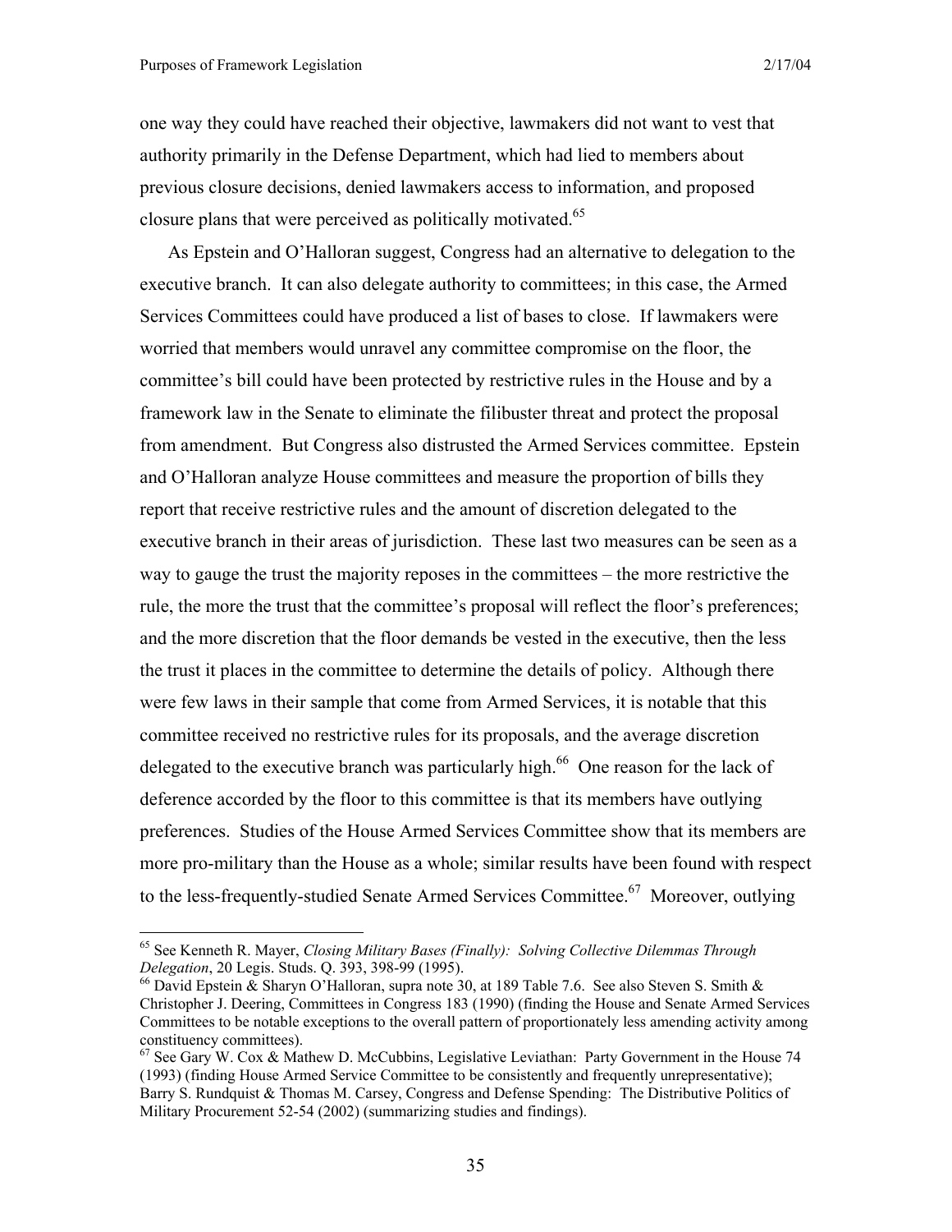one way they could have reached their objective, lawmakers did not want to vest that authority primarily in the Defense Department, which had lied to members about previous closure decisions, denied lawmakers access to information, and proposed closure plans that were perceived as politically motivated.[65]

As Epstein and O'Halloran suggest, Congress had an alternative to delegation to the executive branch. It can also delegate authority to committees; in this case, the Armed Services Committees could have produced a list of bases to close. If lawmakers were worried that members would unravel any committee compromise on the floor, the committee's bill could have been protected by restrictive rules in the House and by a framework law in the Senate to eliminate the filibuster threat and protect the proposal from amendment. But Congress also distrusted the Armed Services committee. Epstein and O'Halloran analyze House committees and measure the proportion of bills they report that receive restrictive rules and the amount of discretion delegated to the executive branch in their areas of jurisdiction. These last two measures can be seen as a way to gauge the trust the majority reposes in the committees – the more restrictive the rule, the more the trust that the committee's proposal will reflect the floor's preferences; and the more discretion that the floor demands be vested in the executive, then the less the trust it places in the committee to determine the details of policy. Although there were few laws in their sample that come from Armed Services, it is notable that this committee received no restrictive rules for its proposals, and the average discretion delegated to the executive branch was particularly high.[66] One reason for the lack of deference accorded by the floor to this committee is that its members have outlying preferences. Studies of the House Armed Services Committee show that its members are more pro-military than the House as a whole; similar results have been found with respect to the less-frequently-studied Senate Armed Services Committee.[67] Moreover, outlying

---

[65] See Kenneth R. Mayer, *Closing Military Bases (Finally): Solving Collective Dilemmas Through Delegation*, 20 Legis. Studs. Q. 393, 398-99 (1995).

[66] David Epstein & Sharyn O'Halloran, supra note 30, at 189 Table 7.6. See also Steven S. Smith & Christopher J. Deering, Committees in Congress 183 (1990) (finding the House and Senate Armed Services Committees to be notable exceptions to the overall pattern of proportionately less amending activity among constituency committees).

[67] See Gary W. Cox & Mathew D. McCubbins, Legislative Leviathan: Party Government in the House 74 (1993) (finding House Armed Service Committee to be consistently and frequently unrepresentative); Barry S. Rundquist & Thomas M. Carsey, Congress and Defense Spending: The Distributive Politics of Military Procurement 52-54 (2002) (summarizing studies and findings).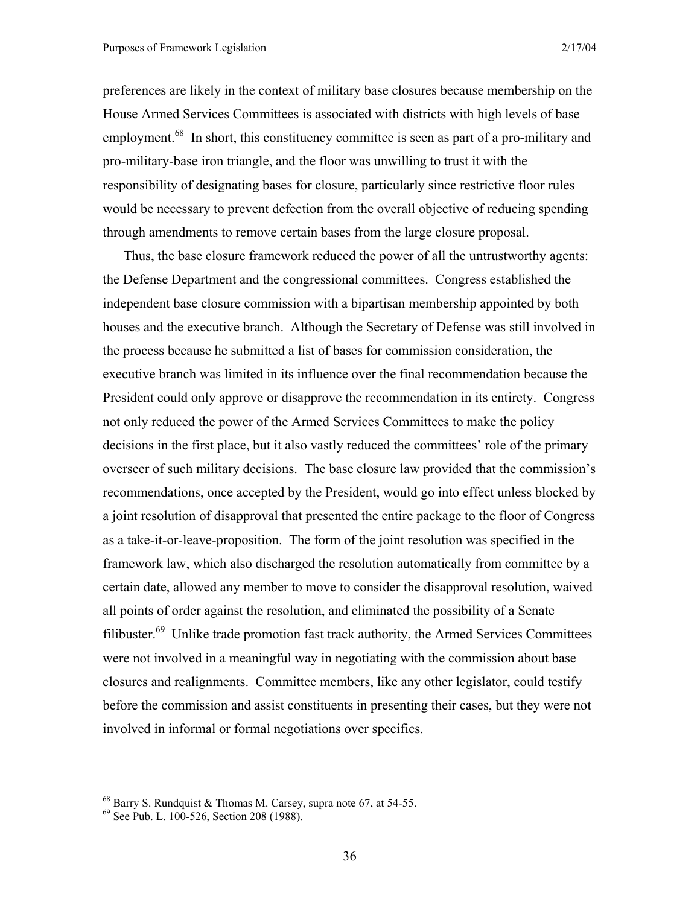preferences are likely in the context of military base closures because membership on the House Armed Services Committees is associated with districts with high levels of base employment.[68] In short, this constituency committee is seen as part of a pro-military and pro-military-base iron triangle, and the floor was unwilling to trust it with the responsibility of designating bases for closure, particularly since restrictive floor rules would be necessary to prevent defection from the overall objective of reducing spending through amendments to remove certain bases from the large closure proposal.

Thus, the base closure framework reduced the power of all the untrustworthy agents: the Defense Department and the congressional committees. Congress established the independent base closure commission with a bipartisan membership appointed by both houses and the executive branch. Although the Secretary of Defense was still involved in the process because he submitted a list of bases for commission consideration, the executive branch was limited in its influence over the final recommendation because the President could only approve or disapprove the recommendation in its entirety. Congress not only reduced the power of the Armed Services Committees to make the policy decisions in the first place, but it also vastly reduced the committees' role of the primary overseer of such military decisions. The base closure law provided that the commission's recommendations, once accepted by the President, would go into effect unless blocked by a joint resolution of disapproval that presented the entire package to the floor of Congress as a take-it-or-leave-proposition. The form of the joint resolution was specified in the framework law, which also discharged the resolution automatically from committee by a certain date, allowed any member to move to consider the disapproval resolution, waived all points of order against the resolution, and eliminated the possibility of a Senate filibuster.[69] Unlike trade promotion fast track authority, the Armed Services Committees were not involved in a meaningful way in negotiating with the commission about base closures and realignments. Committee members, like any other legislator, could testify before the commission and assist constituents in presenting their cases, but they were not involved in informal or formal negotiations over specifics.

---

[68] Barry S. Rundquist & Thomas M. Carsey, supra note 67, at 54-55.

[69] See Pub. L. 100-526, Section 208 (1988).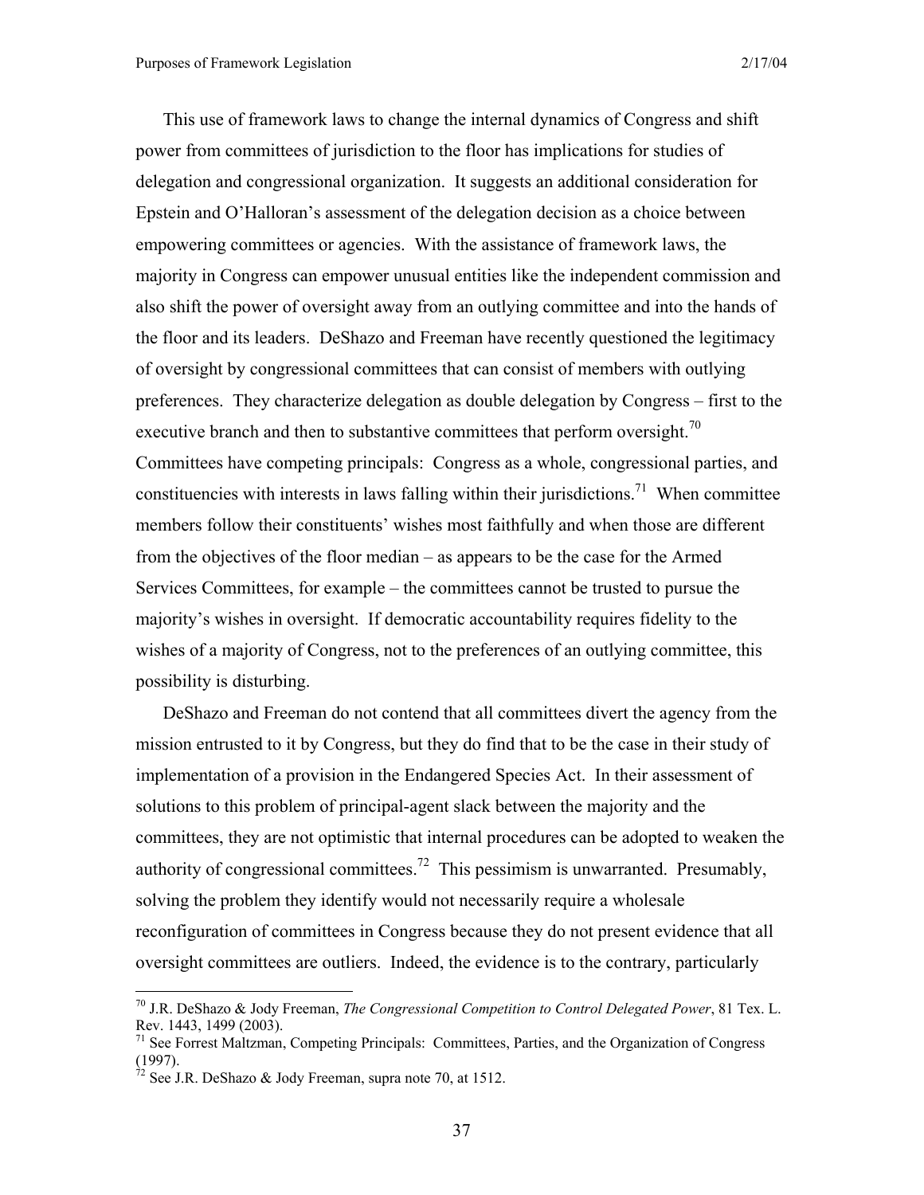This use of framework laws to change the internal dynamics of Congress and shift power from committees of jurisdiction to the floor has implications for studies of delegation and congressional organization. It suggests an additional consideration for Epstein and O'Halloran's assessment of the delegation decision as a choice between empowering committees or agencies. With the assistance of framework laws, the majority in Congress can empower unusual entities like the independent commission and also shift the power of oversight away from an outlying committee and into the hands of the floor and its leaders. DeShazo and Freeman have recently questioned the legitimacy of oversight by congressional committees that can consist of members with outlying preferences. They characterize delegation as double delegation by Congress – first to the executive branch and then to substantive committees that perform oversight.[70] Committees have competing principals: Congress as a whole, congressional parties, and constituencies with interests in laws falling within their jurisdictions.[71] When committee members follow their constituents' wishes most faithfully and when those are different from the objectives of the floor median – as appears to be the case for the Armed Services Committees, for example – the committees cannot be trusted to pursue the majority's wishes in oversight. If democratic accountability requires fidelity to the wishes of a majority of Congress, not to the preferences of an outlying committee, this possibility is disturbing.

DeShazo and Freeman do not contend that all committees divert the agency from the mission entrusted to it by Congress, but they do find that to be the case in their study of implementation of a provision in the Endangered Species Act. In their assessment of solutions to this problem of principal-agent slack between the majority and the committees, they are not optimistic that internal procedures can be adopted to weaken the authority of congressional committees.[72] This pessimism is unwarranted. Presumably, solving the problem they identify would not necessarily require a wholesale reconfiguration of committees in Congress because they do not present evidence that all oversight committees are outliers. Indeed, the evidence is to the contrary, particularly

---

[70] J.R. DeShazo & Jody Freeman, *The Congressional Competition to Control Delegated Power*, 81 Tex. L. Rev. 1443, 1499 (2003).

[71] See Forrest Maltzman, Competing Principals: Committees, Parties, and the Organization of Congress (1997).

[72] See J.R. DeShazo & Jody Freeman, supra note 70, at 1512.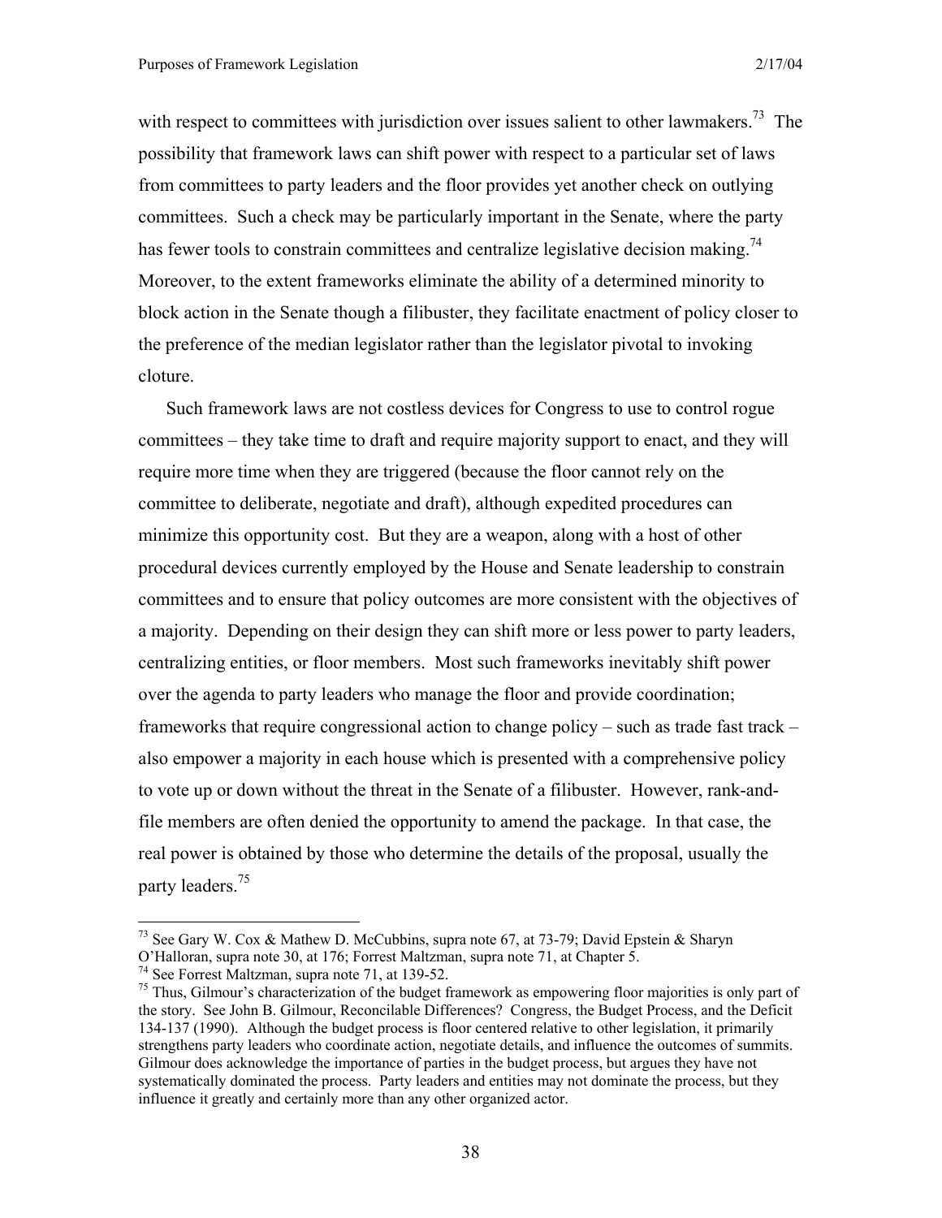with respect to committees with jurisdiction over issues salient to other lawmakers.[73] The possibility that framework laws can shift power with respect to a particular set of laws from committees to party leaders and the floor provides yet another check on outlying committees. Such a check may be particularly important in the Senate, where the party has fewer tools to constrain committees and centralize legislative decision making.[74] Moreover, to the extent frameworks eliminate the ability of a determined minority to block action in the Senate though a filibuster, they facilitate enactment of policy closer to the preference of the median legislator rather than the legislator pivotal to invoking cloture.

Such framework laws are not costless devices for Congress to use to control rogue committees – they take time to draft and require majority support to enact, and they will require more time when they are triggered (because the floor cannot rely on the committee to deliberate, negotiate and draft), although expedited procedures can minimize this opportunity cost. But they are a weapon, along with a host of other procedural devices currently employed by the House and Senate leadership to constrain committees and to ensure that policy outcomes are more consistent with the objectives of a majority. Depending on their design they can shift more or less power to party leaders, centralizing entities, or floor members. Most such frameworks inevitably shift power over the agenda to party leaders who manage the floor and provide coordination; frameworks that require congressional action to change policy – such as trade fast track – also empower a majority in each house which is presented with a comprehensive policy to vote up or down without the threat in the Senate of a filibuster. However, rank-and-file members are often denied the opportunity to amend the package. In that case, the real power is obtained by those who determine the details of the proposal, usually the party leaders.[75]

---

[73] See Gary W. Cox & Mathew D. McCubbins, supra note 67, at 73-79; David Epstein & Sharyn O'Halloran, supra note 30, at 176; Forrest Maltzman, supra note 71, at Chapter 5.

[74] See Forrest Maltzman, supra note 71, at 139-52.

[75] Thus, Gilmour's characterization of the budget framework as empowering floor majorities is only part of the story. See John B. Gilmour, Reconcilable Differences? Congress, the Budget Process, and the Deficit 134-137 (1990). Although the budget process is floor centered relative to other legislation, it primarily strengthens party leaders who coordinate action, negotiate details, and influence the outcomes of summits. Gilmour does acknowledge the importance of parties in the budget process, but argues they have not systematically dominated the process. Party leaders and entities may not dominate the process, but they influence it greatly and certainly more than any other organized actor.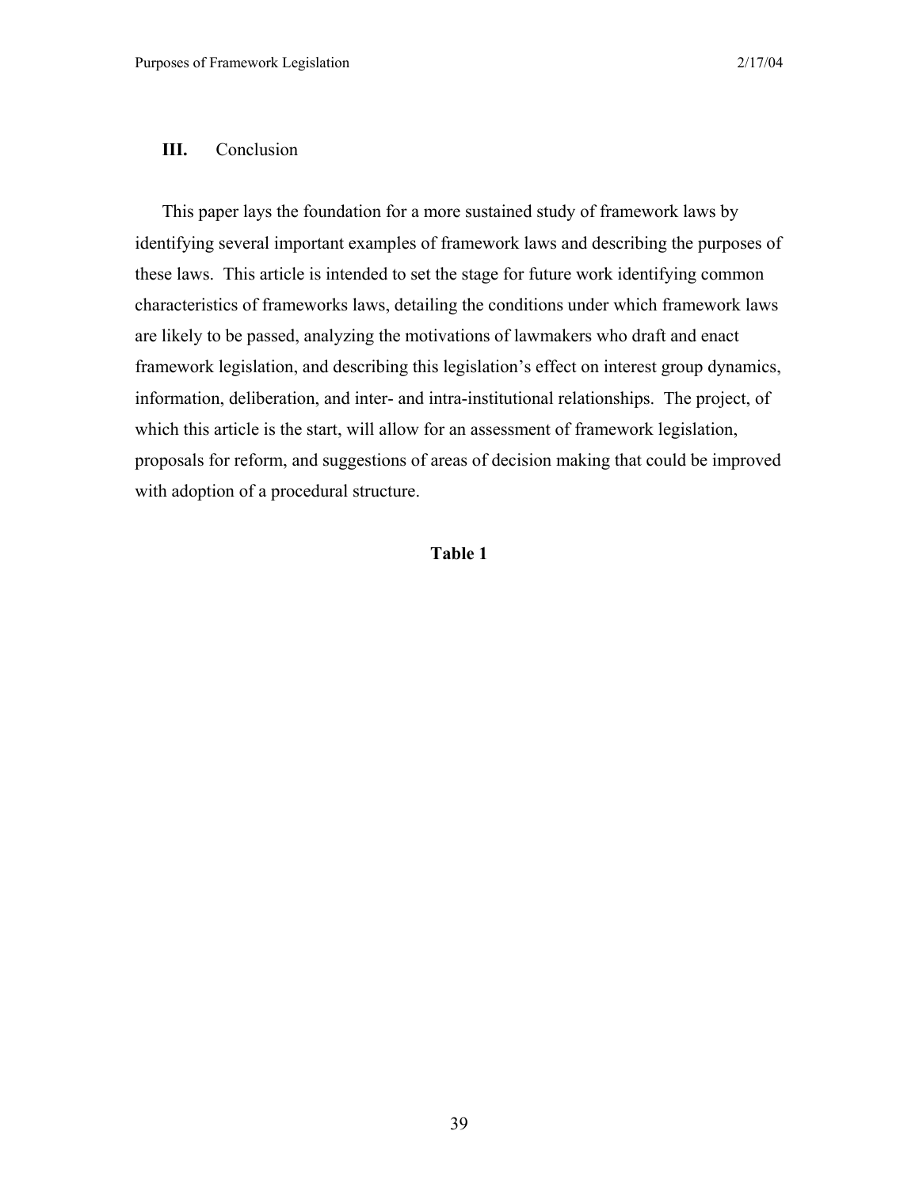## III. Conclusion

This paper lays the foundation for a more sustained study of framework laws by identifying several important examples of framework laws and describing the purposes of these laws. This article is intended to set the stage for future work identifying common characteristics of frameworks laws, detailing the conditions under which framework laws are likely to be passed, analyzing the motivations of lawmakers who draft and enact framework legislation, and describing this legislation's effect on interest group dynamics, information, deliberation, and inter- and intra-institutional relationships. The project, of which this article is the start, will allow for an assessment of framework legislation, proposals for reform, and suggestions of areas of decision making that could be improved with adoption of a procedural structure.

**Table 1**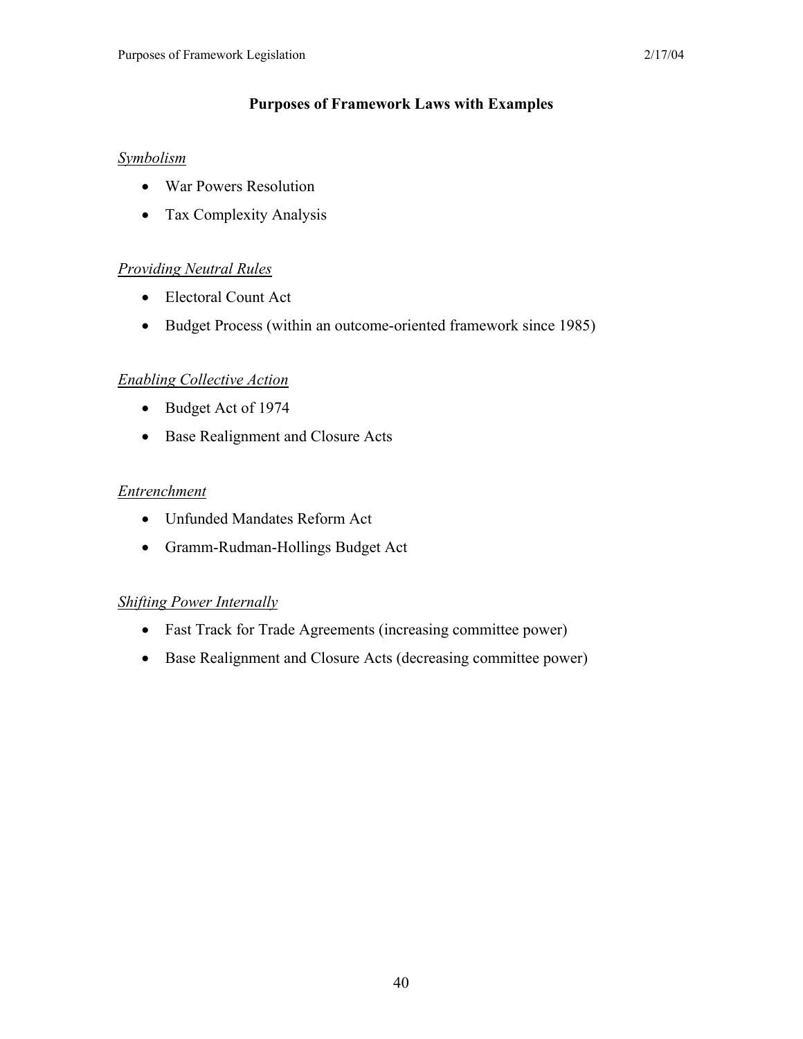## Purposes of Framework Laws with Examples

*Symbolism*

- War Powers Resolution
- Tax Complexity Analysis

*Providing Neutral Rules*

- Electoral Count Act
- Budget Process (within an outcome-oriented framework since 1985)

*Enabling Collective Action*

- Budget Act of 1974
- Base Realignment and Closure Acts

*Entrenchment*

- Unfunded Mandates Reform Act
- Gramm-Rudman-Hollings Budget Act

*Shifting Power Internally*

- Fast Track for Trade Agreements (increasing committee power)
- Base Realignment and Closure Acts (decreasing committee power)